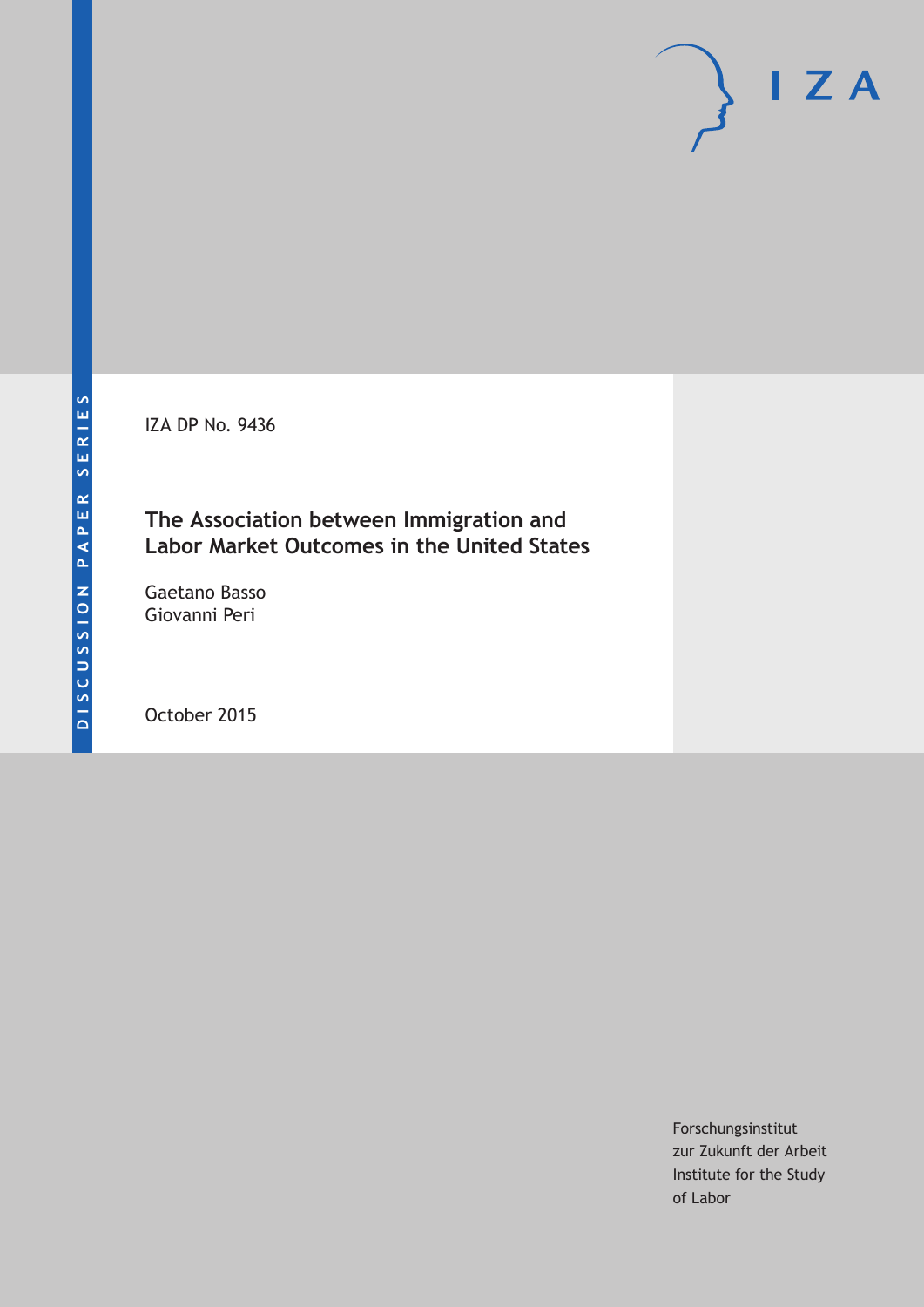DISCUSSION PAPER SERIES

IZA DP No. 9436

# The Association between Immigration and Labor Market Outcomes in the United States

Gaetano Basso
Giovanni Peri

October 2015

Forschungsinstitut
zur Zukunft der Arbeit
Institute for the Study
of Labor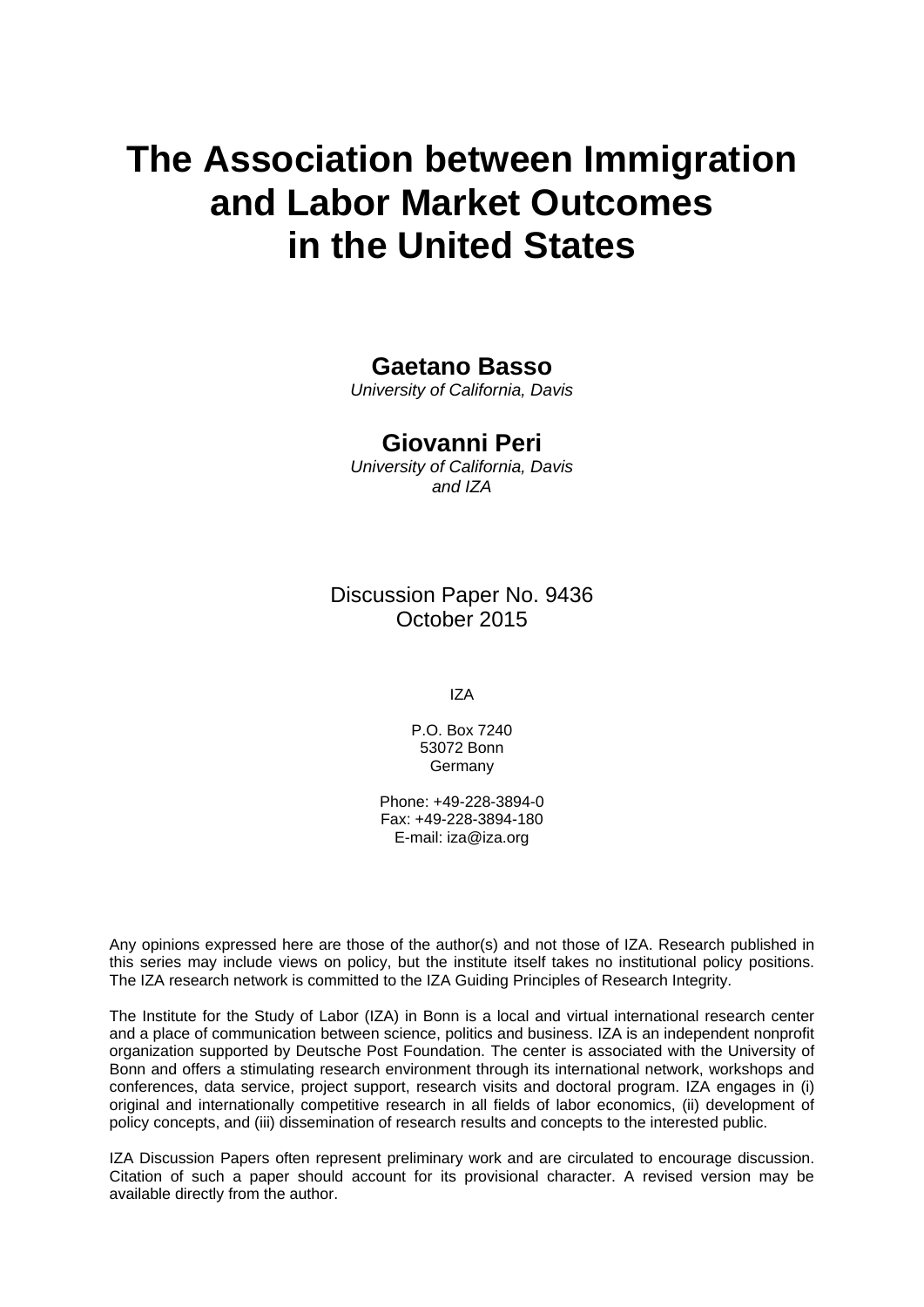# The Association between Immigration and Labor Market Outcomes in the United States

**Gaetano Basso**
*University of California, Davis*

**Giovanni Peri**
*University of California, Davis and IZA*

Discussion Paper No. 9436
October 2015

IZA

P.O. Box 7240
53072 Bonn
Germany

Phone: +49-228-3894-0
Fax: +49-228-3894-180
E-mail: iza@iza.org

Any opinions expressed here are those of the author(s) and not those of IZA. Research published in this series may include views on policy, but the institute itself takes no institutional policy positions. The IZA research network is committed to the IZA Guiding Principles of Research Integrity.

The Institute for the Study of Labor (IZA) in Bonn is a local and virtual international research center and a place of communication between science, politics and business. IZA is an independent nonprofit organization supported by Deutsche Post Foundation. The center is associated with the University of Bonn and offers a stimulating research environment through its international network, workshops and conferences, data service, project support, research visits and doctoral program. IZA engages in (i) original and internationally competitive research in all fields of labor economics, (ii) development of policy concepts, and (iii) dissemination of research results and concepts to the interested public.

IZA Discussion Papers often represent preliminary work and are circulated to encourage discussion. Citation of such a paper should account for its provisional character. A revised version may be available directly from the author.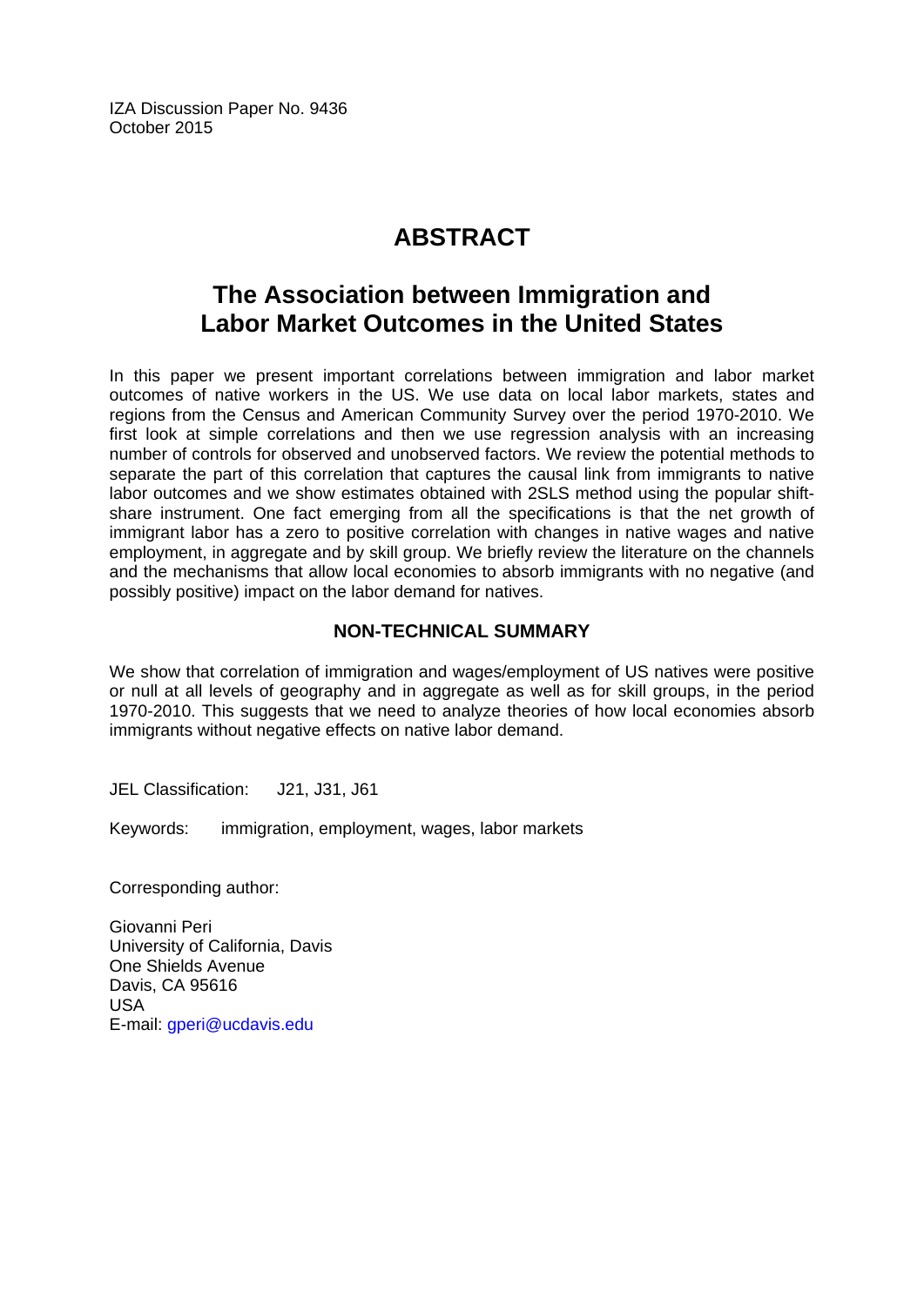IZA Discussion Paper No. 9436
October 2015

# ABSTRACT

## The Association between Immigration and Labor Market Outcomes in the United States

In this paper we present important correlations between immigration and labor market outcomes of native workers in the US. We use data on local labor markets, states and regions from the Census and American Community Survey over the period 1970-2010. We first look at simple correlations and then we use regression analysis with an increasing number of controls for observed and unobserved factors. We review the potential methods to separate the part of this correlation that captures the causal link from immigrants to native labor outcomes and we show estimates obtained with 2SLS method using the popular shift-share instrument. One fact emerging from all the specifications is that the net growth of immigrant labor has a zero to positive correlation with changes in native wages and native employment, in aggregate and by skill group. We briefly review the literature on the channels and the mechanisms that allow local economies to absorb immigrants with no negative (and possibly positive) impact on the labor demand for natives.

### NON-TECHNICAL SUMMARY

We show that correlation of immigration and wages/employment of US natives were positive or null at all levels of geography and in aggregate as well as for skill groups, in the period 1970-2010. This suggests that we need to analyze theories of how local economies absorb immigrants without negative effects on native labor demand.

JEL Classification: J21, J31, J61

Keywords: immigration, employment, wages, labor markets

Corresponding author:

Giovanni Peri
University of California, Davis
One Shields Avenue
Davis, CA 95616
USA
E-mail: gperi@ucdavis.edu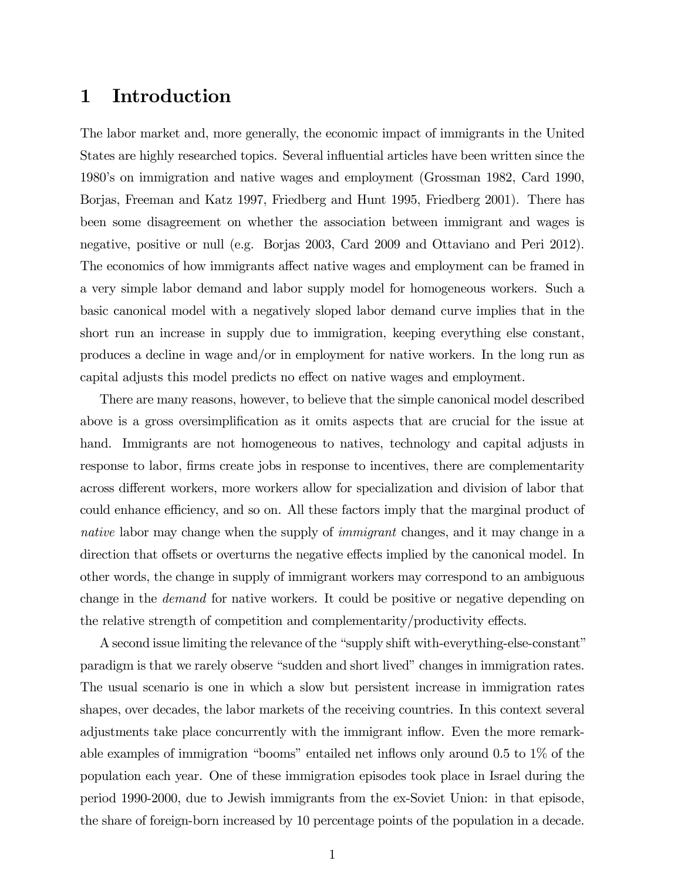# 1 Introduction

The labor market and, more generally, the economic impact of immigrants in the United States are highly researched topics. Several influential articles have been written since the 1980's on immigration and native wages and employment (Grossman 1982, Card 1990, Borjas, Freeman and Katz 1997, Friedberg and Hunt 1995, Friedberg 2001). There has been some disagreement on whether the association between immigrant and wages is negative, positive or null (e.g. Borjas 2003, Card 2009 and Ottaviano and Peri 2012). The economics of how immigrants affect native wages and employment can be framed in a very simple labor demand and labor supply model for homogeneous workers. Such a basic canonical model with a negatively sloped labor demand curve implies that in the short run an increase in supply due to immigration, keeping everything else constant, produces a decline in wage and/or in employment for native workers. In the long run as capital adjusts this model predicts no effect on native wages and employment.

There are many reasons, however, to believe that the simple canonical model described above is a gross oversimplification as it omits aspects that are crucial for the issue at hand. Immigrants are not homogeneous to natives, technology and capital adjusts in response to labor, firms create jobs in response to incentives, there are complementarity across different workers, more workers allow for specialization and division of labor that could enhance efficiency, and so on. All these factors imply that the marginal product of *native* labor may change when the supply of *immigrant* changes, and it may change in a direction that offsets or overturns the negative effects implied by the canonical model. In other words, the change in supply of immigrant workers may correspond to an ambiguous change in the *demand* for native workers. It could be positive or negative depending on the relative strength of competition and complementarity/productivity effects.

A second issue limiting the relevance of the "supply shift with-everything-else-constant" paradigm is that we rarely observe "sudden and short lived" changes in immigration rates. The usual scenario is one in which a slow but persistent increase in immigration rates shapes, over decades, the labor markets of the receiving countries. In this context several adjustments take place concurrently with the immigrant inflow. Even the more remarkable examples of immigration "booms" entailed net inflows only around 0.5 to 1% of the population each year. One of these immigration episodes took place in Israel during the period 1990-2000, due to Jewish immigrants from the ex-Soviet Union: in that episode, the share of foreign-born increased by 10 percentage points of the population in a decade.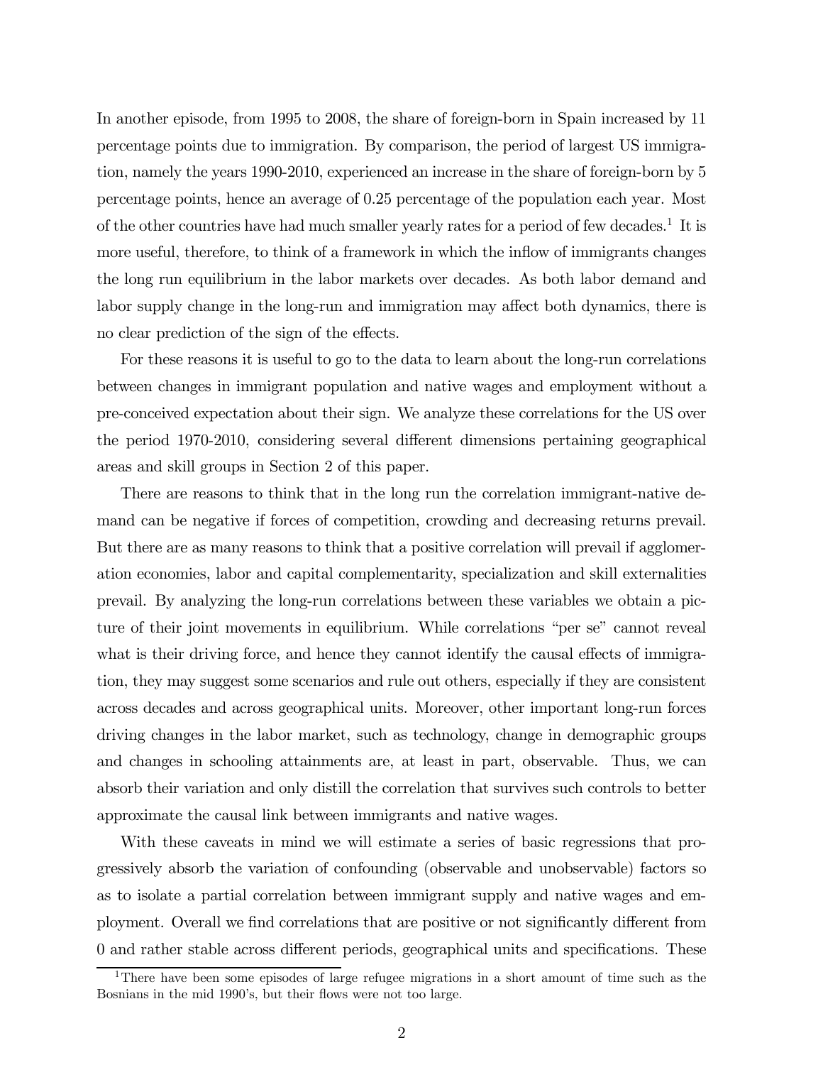In another episode, from 1995 to 2008, the share of foreign-born in Spain increased by 11 percentage points due to immigration. By comparison, the period of largest US immigration, namely the years 1990-2010, experienced an increase in the share of foreign-born by 5 percentage points, hence an average of 0.25 percentage of the population each year. Most of the other countries have had much smaller yearly rates for a period of few decades.[1] It is more useful, therefore, to think of a framework in which the inflow of immigrants changes the long run equilibrium in the labor markets over decades. As both labor demand and labor supply change in the long-run and immigration may affect both dynamics, there is no clear prediction of the sign of the effects.

For these reasons it is useful to go to the data to learn about the long-run correlations between changes in immigrant population and native wages and employment without a pre-conceived expectation about their sign. We analyze these correlations for the US over the period 1970-2010, considering several different dimensions pertaining geographical areas and skill groups in Section 2 of this paper.

There are reasons to think that in the long run the correlation immigrant-native demand can be negative if forces of competition, crowding and decreasing returns prevail. But there are as many reasons to think that a positive correlation will prevail if agglomeration economies, labor and capital complementarity, specialization and skill externalities prevail. By analyzing the long-run correlations between these variables we obtain a picture of their joint movements in equilibrium. While correlations "per se" cannot reveal what is their driving force, and hence they cannot identify the causal effects of immigration, they may suggest some scenarios and rule out others, especially if they are consistent across decades and across geographical units. Moreover, other important long-run forces driving changes in the labor market, such as technology, change in demographic groups and changes in schooling attainments are, at least in part, observable. Thus, we can absorb their variation and only distill the correlation that survives such controls to better approximate the causal link between immigrants and native wages.

With these caveats in mind we will estimate a series of basic regressions that progressively absorb the variation of confounding (observable and unobservable) factors so as to isolate a partial correlation between immigrant supply and native wages and employment. Overall we find correlations that are positive or not significantly different from 0 and rather stable across different periods, geographical units and specifications. These

[1] There have been some episodes of large refugee migrations in a short amount of time such as the Bosnians in the mid 1990's, but their flows were not too large.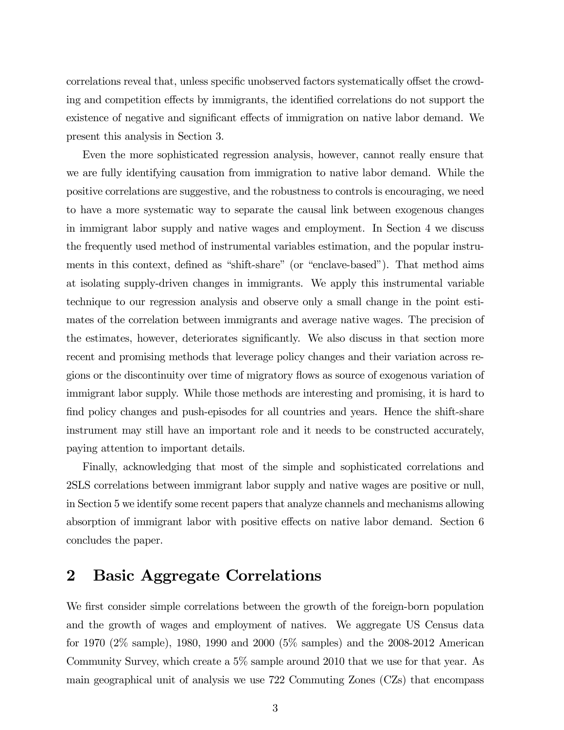correlations reveal that, unless specific unobserved factors systematically offset the crowding and competition effects by immigrants, the identified correlations do not support the existence of negative and significant effects of immigration on native labor demand. We present this analysis in Section 3.

Even the more sophisticated regression analysis, however, cannot really ensure that we are fully identifying causation from immigration to native labor demand. While the positive correlations are suggestive, and the robustness to controls is encouraging, we need to have a more systematic way to separate the causal link between exogenous changes in immigrant labor supply and native wages and employment. In Section 4 we discuss the frequently used method of instrumental variables estimation, and the popular instruments in this context, defined as "shift-share" (or "enclave-based"). That method aims at isolating supply-driven changes in immigrants. We apply this instrumental variable technique to our regression analysis and observe only a small change in the point estimates of the correlation between immigrants and average native wages. The precision of the estimates, however, deteriorates significantly. We also discuss in that section more recent and promising methods that leverage policy changes and their variation across regions or the discontinuity over time of migratory flows as source of exogenous variation of immigrant labor supply. While those methods are interesting and promising, it is hard to find policy changes and push-episodes for all countries and years. Hence the shift-share instrument may still have an important role and it needs to be constructed accurately, paying attention to important details.

Finally, acknowledging that most of the simple and sophisticated correlations and 2SLS correlations between immigrant labor supply and native wages are positive or null, in Section 5 we identify some recent papers that analyze channels and mechanisms allowing absorption of immigrant labor with positive effects on native labor demand. Section 6 concludes the paper.

## 2 Basic Aggregate Correlations

We first consider simple correlations between the growth of the foreign-born population and the growth of wages and employment of natives. We aggregate US Census data for 1970 (2% sample), 1980, 1990 and 2000 (5% samples) and the 2008-2012 American Community Survey, which create a 5% sample around 2010 that we use for that year. As main geographical unit of analysis we use 722 Commuting Zones (CZs) that encompass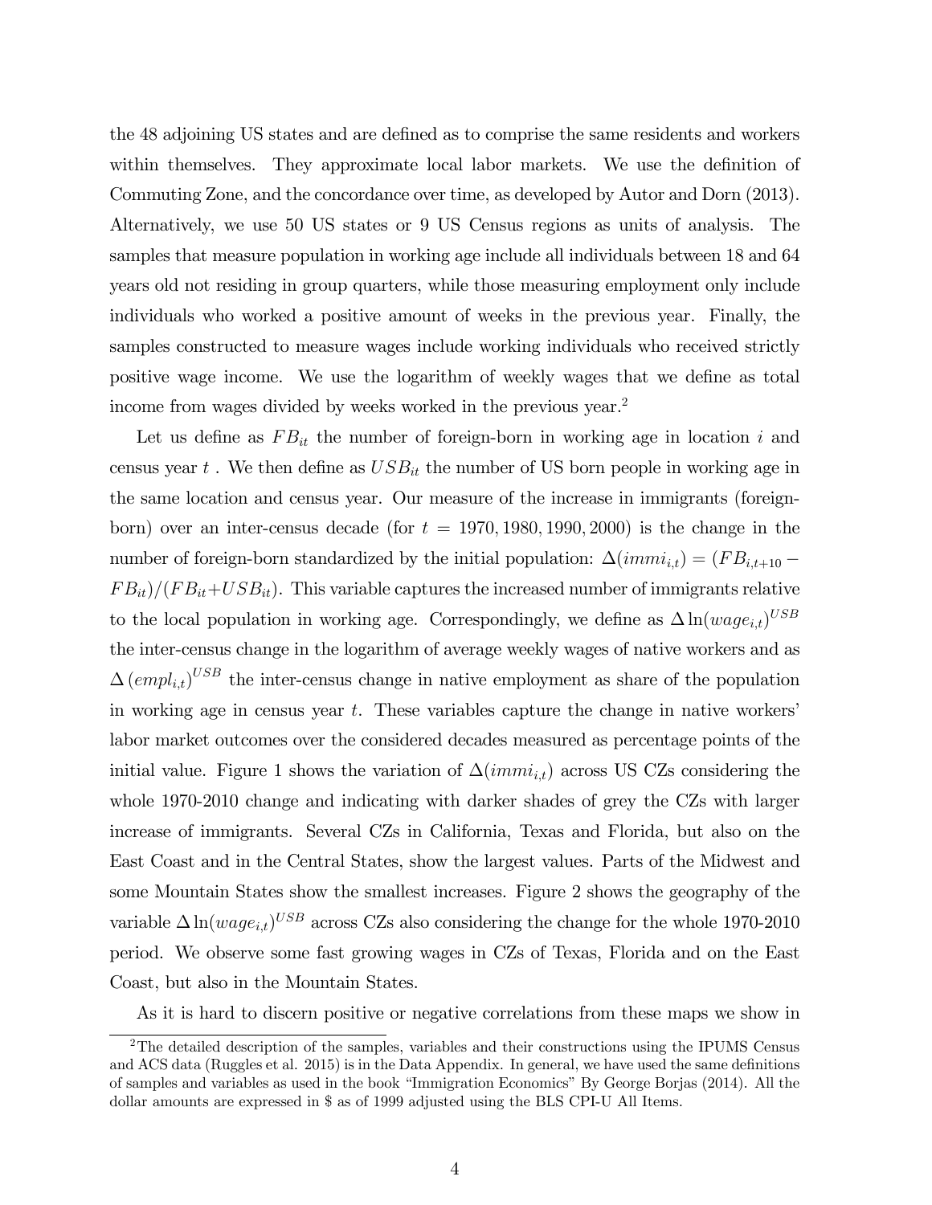the 48 adjoining US states and are defined as to comprise the same residents and workers within themselves. They approximate local labor markets. We use the definition of Commuting Zone, and the concordance over time, as developed by Autor and Dorn (2013). Alternatively, we use 50 US states or 9 US Census regions as units of analysis. The samples that measure population in working age include all individuals between 18 and 64 years old not residing in group quarters, while those measuring employment only include individuals who worked a positive amount of weeks in the previous year. Finally, the samples constructed to measure wages include working individuals who received strictly positive wage income. We use the logarithm of weekly wages that we define as total income from wages divided by weeks worked in the previous year.[2]

Let us define as $FB_{it}$ the number of foreign-born in working age in location $i$ and census year $t$ . We then define as $USB_{it}$ the number of US born people in working age in the same location and census year. Our measure of the increase in immigrants (foreign-born) over an inter-census decade (for $t = 1970, 1980, 1990, 2000$) is the change in the number of foreign-born standardized by the initial population: $\Delta(immi_{i,t}) = (FB_{i,t+10} - FB_{it})/(FB_{it}+USB_{it})$. This variable captures the increased number of immigrants relative to the local population in working age. Correspondingly, we define as $\Delta \ln(wage_{i,t})^{USB}$ the inter-census change in the logarithm of average weekly wages of native workers and as $\Delta \left(empl_{i,t}\right)^{USB}$ the inter-census change in native employment as share of the population in working age in census year $t$. These variables capture the change in native workers' labor market outcomes over the considered decades measured as percentage points of the initial value. Figure 1 shows the variation of $\Delta(immi_{i,t})$ across US CZs considering the whole 1970-2010 change and indicating with darker shades of grey the CZs with larger increase of immigrants. Several CZs in California, Texas and Florida, but also on the East Coast and in the Central States, show the largest values. Parts of the Midwest and some Mountain States show the smallest increases. Figure 2 shows the geography of the variable $\Delta \ln(wage_{i,t})^{USB}$ across CZs also considering the change for the whole 1970-2010 period. We observe some fast growing wages in CZs of Texas, Florida and on the East Coast, but also in the Mountain States.

As it is hard to discern positive or negative correlations from these maps we show in

[2]The detailed description of the samples, variables and their constructions using the IPUMS Census and ACS data (Ruggles et al. 2015) is in the Data Appendix. In general, we have used the same definitions of samples and variables as used in the book "Immigration Economics" By George Borjas (2014). All the dollar amounts are expressed in $ as of 1999 adjusted using the BLS CPI-U All Items.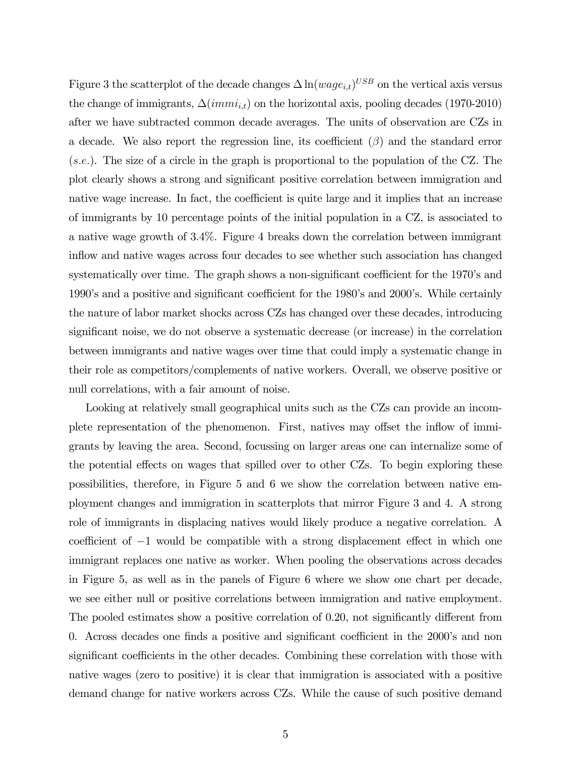Figure 3 the scatterplot of the decade changes $\Delta \ln(wage_{i,t})^{USB}$ on the vertical axis versus the change of immigrants, $\Delta(immi_{i,t})$ on the horizontal axis, pooling decades (1970-2010) after we have subtracted common decade averages. The units of observation are CZs in a decade. We also report the regression line, its coefficient ($\beta$) and the standard error ($s.e.$). The size of a circle in the graph is proportional to the population of the CZ. The plot clearly shows a strong and significant positive correlation between immigration and native wage increase. In fact, the coefficient is quite large and it implies that an increase of immigrants by 10 percentage points of the initial population in a CZ, is associated to a native wage growth of 3.4%. Figure 4 breaks down the correlation between immigrant inflow and native wages across four decades to see whether such association has changed systematically over time. The graph shows a non-significant coefficient for the 1970's and 1990's and a positive and significant coefficient for the 1980's and 2000's. While certainly the nature of labor market shocks across CZs has changed over these decades, introducing significant noise, we do not observe a systematic decrease (or increase) in the correlation between immigrants and native wages over time that could imply a systematic change in their role as competitors/complements of native workers. Overall, we observe positive or null correlations, with a fair amount of noise.

Looking at relatively small geographical units such as the CZs can provide an incomplete representation of the phenomenon. First, natives may offset the inflow of immigrants by leaving the area. Second, focussing on larger areas one can internalize some of the potential effects on wages that spilled over to other CZs. To begin exploring these possibilities, therefore, in Figure 5 and 6 we show the correlation between native employment changes and immigration in scatterplots that mirror Figure 3 and 4. A strong role of immigrants in displacing natives would likely produce a negative correlation. A coefficient of $-1$ would be compatible with a strong displacement effect in which one immigrant replaces one native as worker. When pooling the observations across decades in Figure 5, as well as in the panels of Figure 6 where we show one chart per decade, we see either null or positive correlations between immigration and native employment. The pooled estimates show a positive correlation of 0.20, not significantly different from 0. Across decades one finds a positive and significant coefficient in the 2000's and non significant coefficients in the other decades. Combining these correlation with those with native wages (zero to positive) it is clear that immigration is associated with a positive demand change for native workers across CZs. While the cause of such positive demand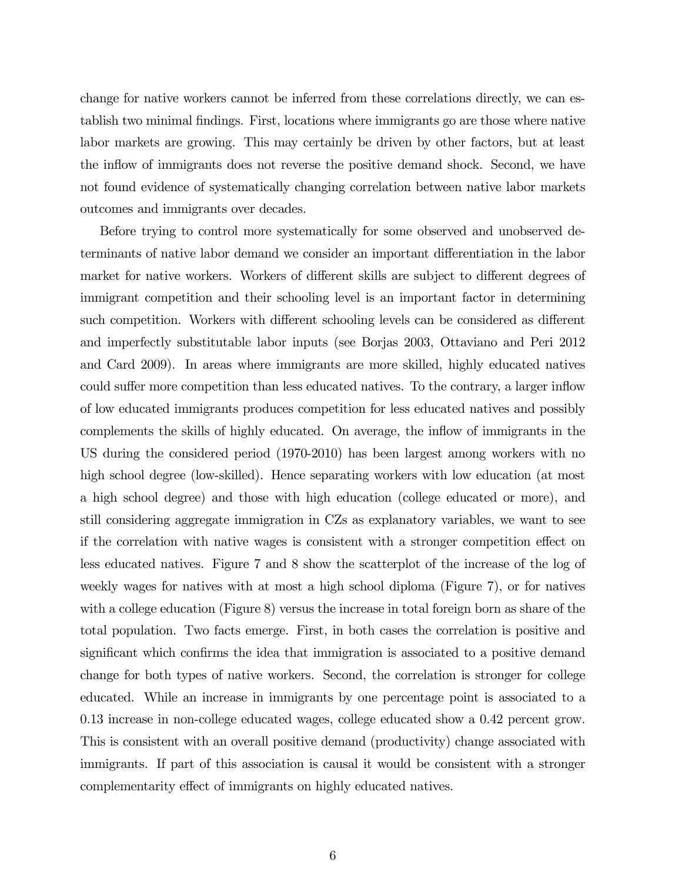change for native workers cannot be inferred from these correlations directly, we can establish two minimal findings. First, locations where immigrants go are those where native labor markets are growing. This may certainly be driven by other factors, but at least the inflow of immigrants does not reverse the positive demand shock. Second, we have not found evidence of systematically changing correlation between native labor markets outcomes and immigrants over decades.

Before trying to control more systematically for some observed and unobserved determinants of native labor demand we consider an important differentiation in the labor market for native workers. Workers of different skills are subject to different degrees of immigrant competition and their schooling level is an important factor in determining such competition. Workers with different schooling levels can be considered as different and imperfectly substitutable labor inputs (see Borjas 2003, Ottaviano and Peri 2012 and Card 2009). In areas where immigrants are more skilled, highly educated natives could suffer more competition than less educated natives. To the contrary, a larger inflow of low educated immigrants produces competition for less educated natives and possibly complements the skills of highly educated. On average, the inflow of immigrants in the US during the considered period (1970-2010) has been largest among workers with no high school degree (low-skilled). Hence separating workers with low education (at most a high school degree) and those with high education (college educated or more), and still considering aggregate immigration in CZs as explanatory variables, we want to see if the correlation with native wages is consistent with a stronger competition effect on less educated natives. Figure 7 and 8 show the scatterplot of the increase of the log of weekly wages for natives with at most a high school diploma (Figure 7), or for natives with a college education (Figure 8) versus the increase in total foreign born as share of the total population. Two facts emerge. First, in both cases the correlation is positive and significant which confirms the idea that immigration is associated to a positive demand change for both types of native workers. Second, the correlation is stronger for college educated. While an increase in immigrants by one percentage point is associated to a 0.13 increase in non-college educated wages, college educated show a 0.42 percent grow. This is consistent with an overall positive demand (productivity) change associated with immigrants. If part of this association is causal it would be consistent with a stronger complementarity effect of immigrants on highly educated natives.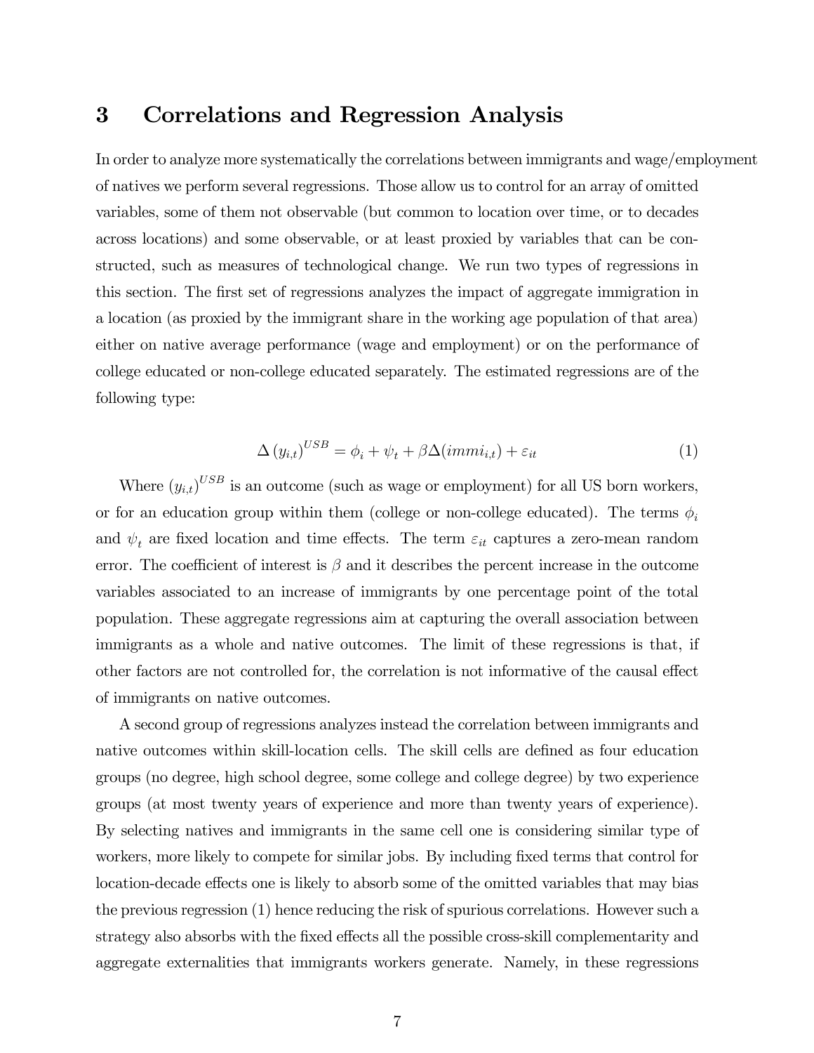# 3 Correlations and Regression Analysis

In order to analyze more systematically the correlations between immigrants and wage/employment of natives we perform several regressions. Those allow us to control for an array of omitted variables, some of them not observable (but common to location over time, or to decades across locations) and some observable, or at least proxied by variables that can be constructed, such as measures of technological change. We run two types of regressions in this section. The first set of regressions analyzes the impact of aggregate immigration in a location (as proxied by the immigrant share in the working age population of that area) either on native average performance (wage and employment) or on the performance of college educated or non-college educated separately. The estimated regressions are of the following type:

$$\Delta \left(y_{i,t}\right)^{USB} = \phi_i + \psi_t + \beta \Delta(immi_{i,t}) + \varepsilon_{it} \tag{1}$$

Where $(y_{i,t})^{USB}$ is an outcome (such as wage or employment) for all US born workers, or for an education group within them (college or non-college educated). The terms $\phi_i$ and $\psi_t$ are fixed location and time effects. The term $\varepsilon_{it}$ captures a zero-mean random error. The coefficient of interest is $\beta$ and it describes the percent increase in the outcome variables associated to an increase of immigrants by one percentage point of the total population. These aggregate regressions aim at capturing the overall association between immigrants as a whole and native outcomes. The limit of these regressions is that, if other factors are not controlled for, the correlation is not informative of the causal effect of immigrants on native outcomes.

A second group of regressions analyzes instead the correlation between immigrants and native outcomes within skill-location cells. The skill cells are defined as four education groups (no degree, high school degree, some college and college degree) by two experience groups (at most twenty years of experience and more than twenty years of experience). By selecting natives and immigrants in the same cell one is considering similar type of workers, more likely to compete for similar jobs. By including fixed terms that control for location-decade effects one is likely to absorb some of the omitted variables that may bias the previous regression (1) hence reducing the risk of spurious correlations. However such a strategy also absorbs with the fixed effects all the possible cross-skill complementarity and aggregate externalities that immigrants workers generate. Namely, in these regressions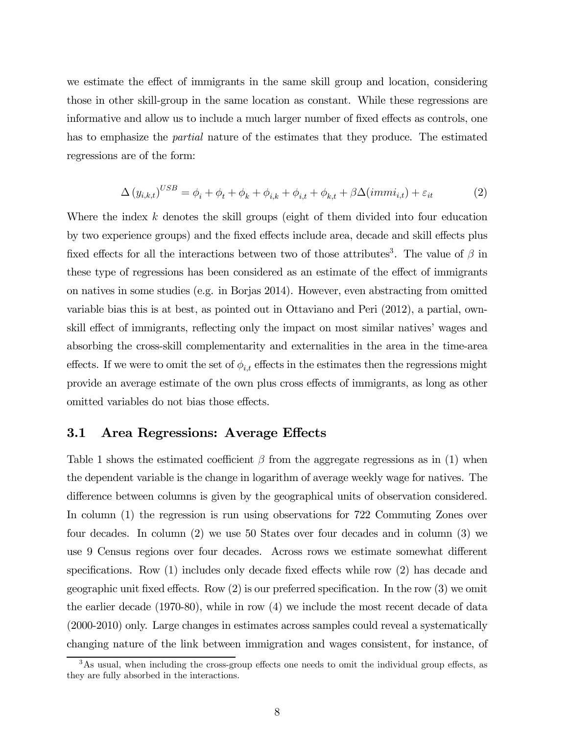we estimate the effect of immigrants in the same skill group and location, considering those in other skill-group in the same location as constant. While these regressions are informative and allow us to include a much larger number of fixed effects as controls, one has to emphasize the *partial* nature of the estimates that they produce. The estimated regressions are of the form:

$$\Delta \left(y_{i,k,t}\right)^{USB} = \phi_i + \phi_t + \phi_k + \phi_{i,k} + \phi_{i,t} + \phi_{k,t} + \beta \Delta(immi_{i,t}) + \varepsilon_{it} \tag{2}$$

Where the index $k$ denotes the skill groups (eight of them divided into four education by two experience groups) and the fixed effects include area, decade and skill effects plus fixed effects for all the interactions between two of those attributes[3]. The value of $\beta$ in these type of regressions has been considered as an estimate of the effect of immigrants on natives in some studies (e.g. in Borjas 2014). However, even abstracting from omitted variable bias this is at best, as pointed out in Ottaviano and Peri (2012), a partial, own-skill effect of immigrants, reflecting only the impact on most similar natives' wages and absorbing the cross-skill complementarity and externalities in the area in the time-area effects. If we were to omit the set of $\phi_{i,t}$ effects in the estimates then the regressions might provide an average estimate of the own plus cross effects of immigrants, as long as other omitted variables do not bias those effects.

## 3.1 Area Regressions: Average Effects

Table 1 shows the estimated coefficient $\beta$ from the aggregate regressions as in (1) when the dependent variable is the change in logarithm of average weekly wage for natives. The difference between columns is given by the geographical units of observation considered. In column (1) the regression is run using observations for 722 Commuting Zones over four decades. In column (2) we use 50 States over four decades and in column (3) we use 9 Census regions over four decades. Across rows we estimate somewhat different specifications. Row (1) includes only decade fixed effects while row (2) has decade and geographic unit fixed effects. Row (2) is our preferred specification. In the row (3) we omit the earlier decade (1970-80), while in row (4) we include the most recent decade of data (2000-2010) only. Large changes in estimates across samples could reveal a systematically changing nature of the link between immigration and wages consistent, for instance, of

[3] As usual, when including the cross-group effects one needs to omit the individual group effects, as they are fully absorbed in the interactions.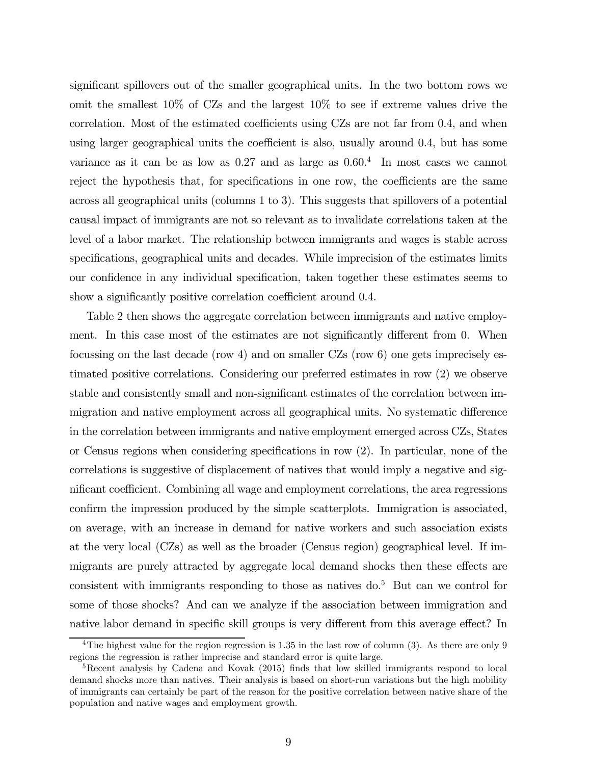significant spillovers out of the smaller geographical units. In the two bottom rows we omit the smallest 10% of CZs and the largest 10% to see if extreme values drive the correlation. Most of the estimated coefficients using CZs are not far from 0.4, and when using larger geographical units the coefficient is also, usually around 0.4, but has some variance as it can be as low as 0.27 and as large as 0.60.[4] In most cases we cannot reject the hypothesis that, for specifications in one row, the coefficients are the same across all geographical units (columns 1 to 3). This suggests that spillovers of a potential causal impact of immigrants are not so relevant as to invalidate correlations taken at the level of a labor market. The relationship between immigrants and wages is stable across specifications, geographical units and decades. While imprecision of the estimates limits our confidence in any individual specification, taken together these estimates seems to show a significantly positive correlation coefficient around 0.4.

Table 2 then shows the aggregate correlation between immigrants and native employment. In this case most of the estimates are not significantly different from 0. When focussing on the last decade (row 4) and on smaller CZs (row 6) one gets imprecisely estimated positive correlations. Considering our preferred estimates in row (2) we observe stable and consistently small and non-significant estimates of the correlation between immigration and native employment across all geographical units. No systematic difference in the correlation between immigrants and native employment emerged across CZs, States or Census regions when considering specifications in row (2). In particular, none of the correlations is suggestive of displacement of natives that would imply a negative and significant coefficient. Combining all wage and employment correlations, the area regressions confirm the impression produced by the simple scatterplots. Immigration is associated, on average, with an increase in demand for native workers and such association exists at the very local (CZs) as well as the broader (Census region) geographical level. If immigrants are purely attracted by aggregate local demand shocks then these effects are consistent with immigrants responding to those as natives do.[5] But can we control for some of those shocks? And can we analyze if the association between immigration and native labor demand in specific skill groups is very different from this average effect? In

[4] The highest value for the region regression is 1.35 in the last row of column (3). As there are only 9 regions the regression is rather imprecise and standard error is quite large.

[5] Recent analysis by Cadena and Kovak (2015) finds that low skilled immigrants respond to local demand shocks more than natives. Their analysis is based on short-run variations but the high mobility of immigrants can certainly be part of the reason for the positive correlation between native share of the population and native wages and employment growth.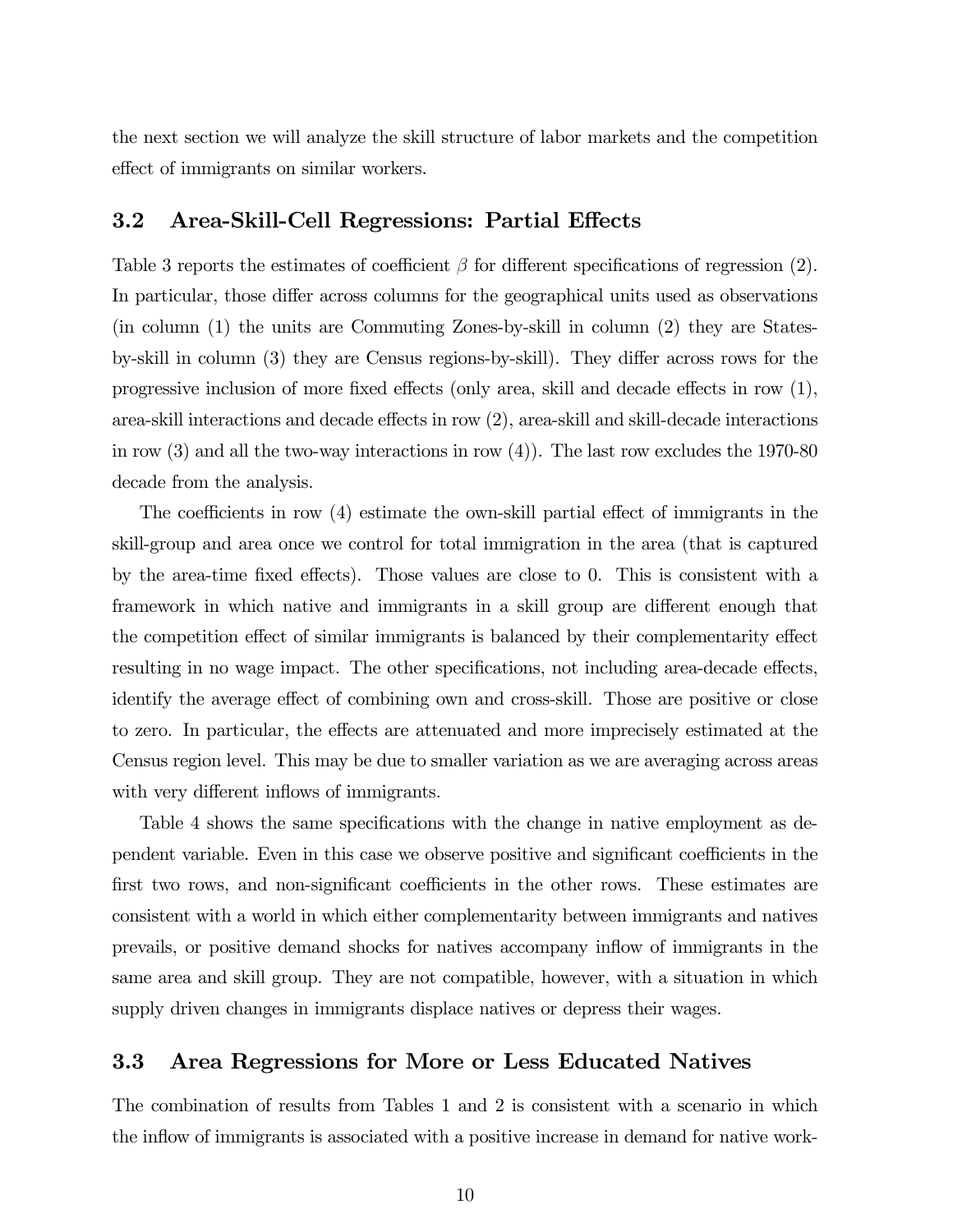the next section we will analyze the skill structure of labor markets and the competition effect of immigrants on similar workers.

## 3.2 Area-Skill-Cell Regressions: Partial Effects

Table 3 reports the estimates of coefficient $\beta$ for different specifications of regression (2). In particular, those differ across columns for the geographical units used as observations (in column (1) the units are Commuting Zones-by-skill in column (2) they are States-by-skill in column (3) they are Census regions-by-skill). They differ across rows for the progressive inclusion of more fixed effects (only area, skill and decade effects in row (1), area-skill interactions and decade effects in row (2), area-skill and skill-decade interactions in row (3) and all the two-way interactions in row (4)). The last row excludes the 1970-80 decade from the analysis.

The coefficients in row (4) estimate the own-skill partial effect of immigrants in the skill-group and area once we control for total immigration in the area (that is captured by the area-time fixed effects). Those values are close to 0. This is consistent with a framework in which native and immigrants in a skill group are different enough that the competition effect of similar immigrants is balanced by their complementarity effect resulting in no wage impact. The other specifications, not including area-decade effects, identify the average effect of combining own and cross-skill. Those are positive or close to zero. In particular, the effects are attenuated and more imprecisely estimated at the Census region level. This may be due to smaller variation as we are averaging across areas with very different inflows of immigrants.

Table 4 shows the same specifications with the change in native employment as dependent variable. Even in this case we observe positive and significant coefficients in the first two rows, and non-significant coefficients in the other rows. These estimates are consistent with a world in which either complementarity between immigrants and natives prevails, or positive demand shocks for natives accompany inflow of immigrants in the same area and skill group. They are not compatible, however, with a situation in which supply driven changes in immigrants displace natives or depress their wages.

## 3.3 Area Regressions for More or Less Educated Natives

The combination of results from Tables 1 and 2 is consistent with a scenario in which the inflow of immigrants is associated with a positive increase in demand for native work-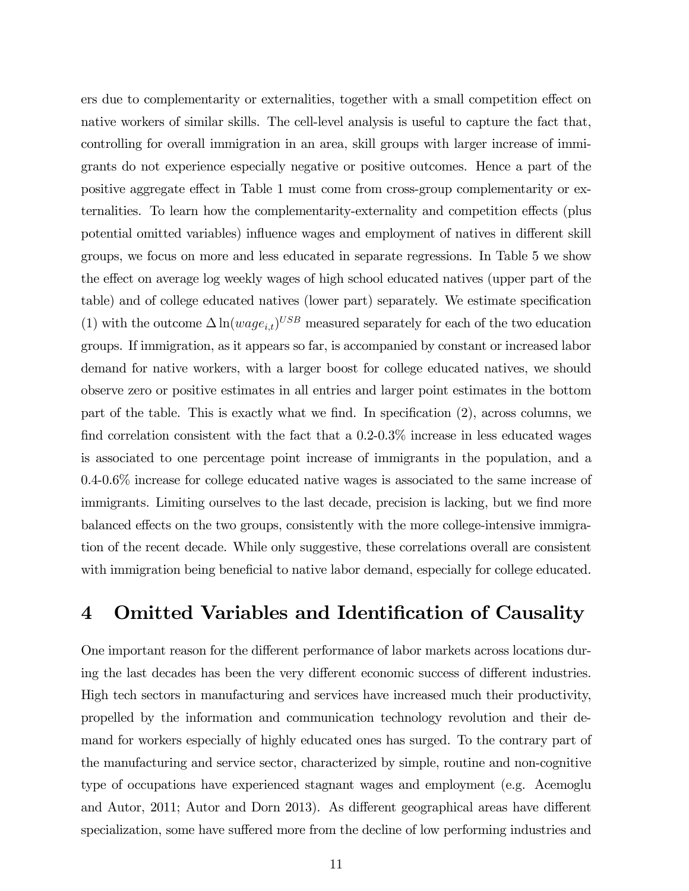ers due to complementarity or externalities, together with a small competition effect on native workers of similar skills. The cell-level analysis is useful to capture the fact that, controlling for overall immigration in an area, skill groups with larger increase of immigrants do not experience especially negative or positive outcomes. Hence a part of the positive aggregate effect in Table 1 must come from cross-group complementarity or externalities. To learn how the complementarity-externality and competition effects (plus potential omitted variables) influence wages and employment of natives in different skill groups, we focus on more and less educated in separate regressions. In Table 5 we show the effect on average log weekly wages of high school educated natives (upper part of the table) and of college educated natives (lower part) separately. We estimate specification (1) with the outcome $\Delta \ln(wage_{i,t})^{USB}$ measured separately for each of the two education groups. If immigration, as it appears so far, is accompanied by constant or increased labor demand for native workers, with a larger boost for college educated natives, we should observe zero or positive estimates in all entries and larger point estimates in the bottom part of the table. This is exactly what we find. In specification (2), across columns, we find correlation consistent with the fact that a 0.2-0.3% increase in less educated wages is associated to one percentage point increase of immigrants in the population, and a 0.4-0.6% increase for college educated native wages is associated to the same increase of immigrants. Limiting ourselves to the last decade, precision is lacking, but we find more balanced effects on the two groups, consistently with the more college-intensive immigration of the recent decade. While only suggestive, these correlations overall are consistent with immigration being beneficial to native labor demand, especially for college educated.

# 4 Omitted Variables and Identification of Causality

One important reason for the different performance of labor markets across locations during the last decades has been the very different economic success of different industries. High tech sectors in manufacturing and services have increased much their productivity, propelled by the information and communication technology revolution and their demand for workers especially of highly educated ones has surged. To the contrary part of the manufacturing and service sector, characterized by simple, routine and non-cognitive type of occupations have experienced stagnant wages and employment (e.g. Acemoglu and Autor, 2011; Autor and Dorn 2013). As different geographical areas have different specialization, some have suffered more from the decline of low performing industries and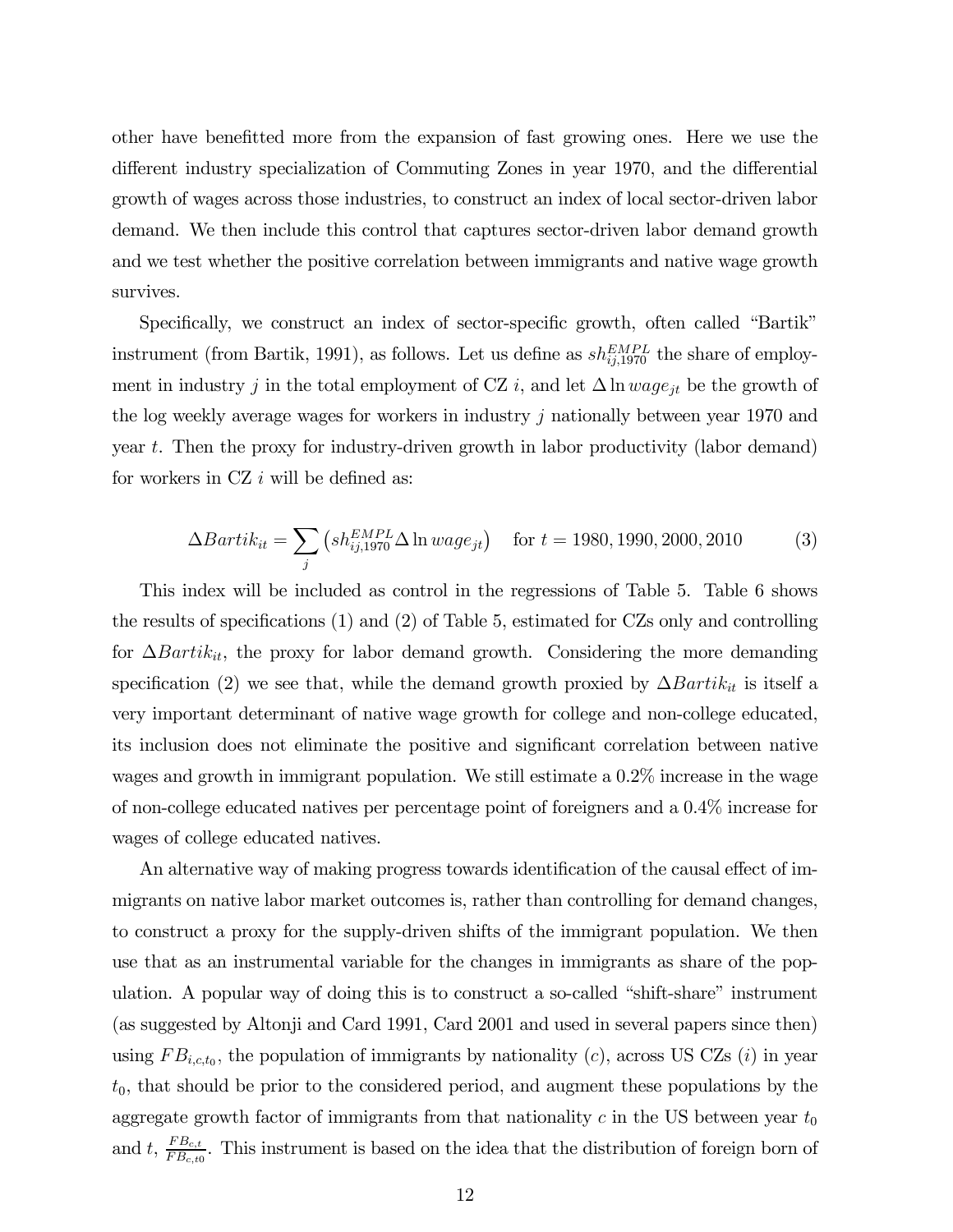other have benefitted more from the expansion of fast growing ones. Here we use the different industry specialization of Commuting Zones in year 1970, and the differential growth of wages across those industries, to construct an index of local sector-driven labor demand. We then include this control that captures sector-driven labor demand growth and we test whether the positive correlation between immigrants and native wage growth survives.

Specifically, we construct an index of sector-specific growth, often called "Bartik" instrument (from Bartik, 1991), as follows. Let us define as $sh_{ij,1970}^{EMPL}$ the share of employment in industry $j$ in the total employment of CZ $i$, and let $\Delta \ln wage_{jt}$ be the growth of the log weekly average wages for workers in industry $j$ nationally between year 1970 and year $t$. Then the proxy for industry-driven growth in labor productivity (labor demand) for workers in CZ $i$ will be defined as:

$$\Delta Bartik_{it} = \sum_{j} \left( sh_{ij,1970}^{EMPL} \Delta \ln wage_{jt} \right) \quad \text{for } t = 1980, 1990, 2000, 2010 \tag{3}$$

This index will be included as control in the regressions of Table 5. Table 6 shows the results of specifications (1) and (2) of Table 5, estimated for CZs only and controlling for $\Delta Bartik_{it}$, the proxy for labor demand growth. Considering the more demanding specification (2) we see that, while the demand growth proxied by $\Delta Bartik_{it}$ is itself a very important determinant of native wage growth for college and non-college educated, its inclusion does not eliminate the positive and significant correlation between native wages and growth in immigrant population. We still estimate a 0.2% increase in the wage of non-college educated natives per percentage point of foreigners and a 0.4% increase for wages of college educated natives.

An alternative way of making progress towards identification of the causal effect of immigrants on native labor market outcomes is, rather than controlling for demand changes, to construct a proxy for the supply-driven shifts of the immigrant population. We then use that as an instrumental variable for the changes in immigrants as share of the population. A popular way of doing this is to construct a so-called "shift-share" instrument (as suggested by Altonji and Card 1991, Card 2001 and used in several papers since then) using $FB_{i,c,t_0}$, the population of immigrants by nationality ($c$), across US CZs ($i$) in year $t_0$, that should be prior to the considered period, and augment these populations by the aggregate growth factor of immigrants from that nationality $c$ in the US between year $t_0$ and $t$, $\frac{FB_{c,t}}{FB_{c,t0}}$. This instrument is based on the idea that the distribution of foreign born of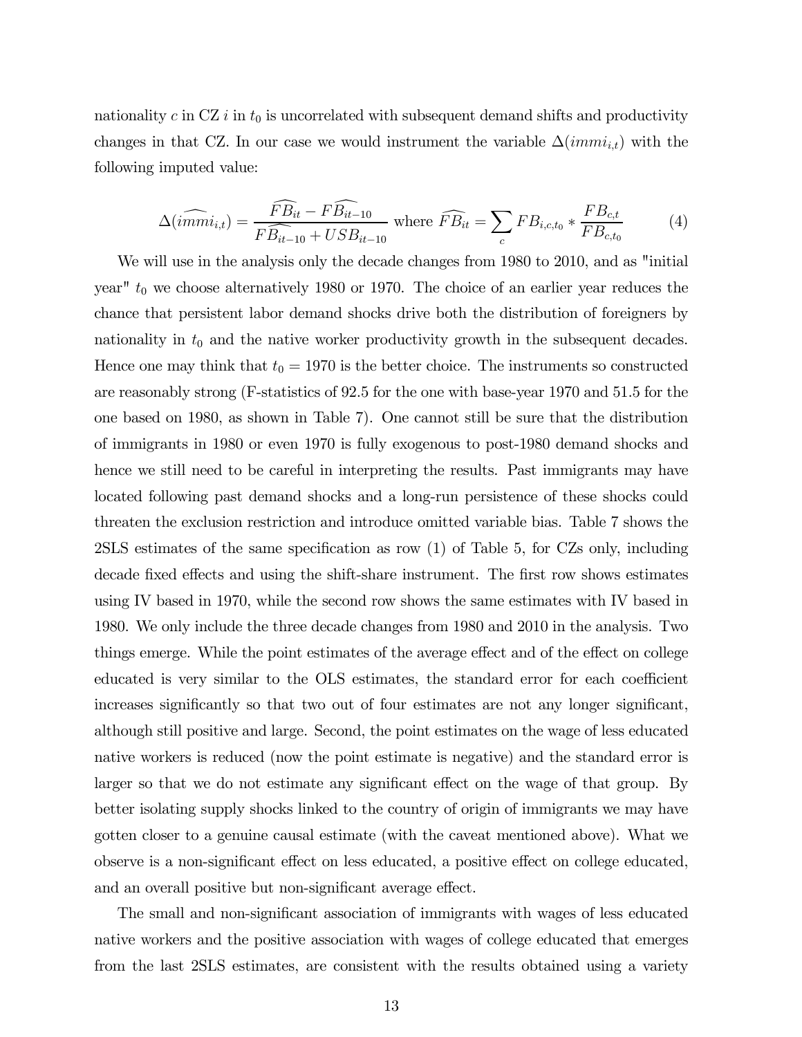nationality $c$ in CZ $i$ in $t_0$ is uncorrelated with subsequent demand shifts and productivity changes in that CZ. In our case we would instrument the variable $\Delta(immi_{i,t})$ with the following imputed value:

$$\Delta(\widehat{immi}_{i,t}) = \frac{\widehat{FB}_{it} - \widehat{FB}_{it-10}}{\widehat{FB}_{it-10} + \widehat{USB}_{it-10}} \text{ where } \widehat{FB}_{it} = \sum_{c} FB_{i,c,t_0} * \frac{FB_{c,t}}{FB_{c,t_0}} \tag{4}$$

We will use in the analysis only the decade changes from 1980 to 2010, and as "initial year" $t_0$ we choose alternatively 1980 or 1970. The choice of an earlier year reduces the chance that persistent labor demand shocks drive both the distribution of foreigners by nationality in $t_0$ and the native worker productivity growth in the subsequent decades. Hence one may think that $t_0 = 1970$ is the better choice. The instruments so constructed are reasonably strong (F-statistics of 92.5 for the one with base-year 1970 and 51.5 for the one based on 1980, as shown in Table 7). One cannot still be sure that the distribution of immigrants in 1980 or even 1970 is fully exogenous to post-1980 demand shocks and hence we still need to be careful in interpreting the results. Past immigrants may have located following past demand shocks and a long-run persistence of these shocks could threaten the exclusion restriction and introduce omitted variable bias. Table 7 shows the 2SLS estimates of the same specification as row (1) of Table 5, for CZs only, including decade fixed effects and using the shift-share instrument. The first row shows estimates using IV based in 1970, while the second row shows the same estimates with IV based in 1980. We only include the three decade changes from 1980 and 2010 in the analysis. Two things emerge. While the point estimates of the average effect and of the effect on college educated is very similar to the OLS estimates, the standard error for each coefficient increases significantly so that two out of four estimates are not any longer significant, although still positive and large. Second, the point estimates on the wage of less educated native workers is reduced (now the point estimate is negative) and the standard error is larger so that we do not estimate any significant effect on the wage of that group. By better isolating supply shocks linked to the country of origin of immigrants we may have gotten closer to a genuine causal estimate (with the caveat mentioned above). What we observe is a non-significant effect on less educated, a positive effect on college educated, and an overall positive but non-significant average effect.

The small and non-significant association of immigrants with wages of less educated native workers and the positive association with wages of college educated that emerges from the last 2SLS estimates, are consistent with the results obtained using a variety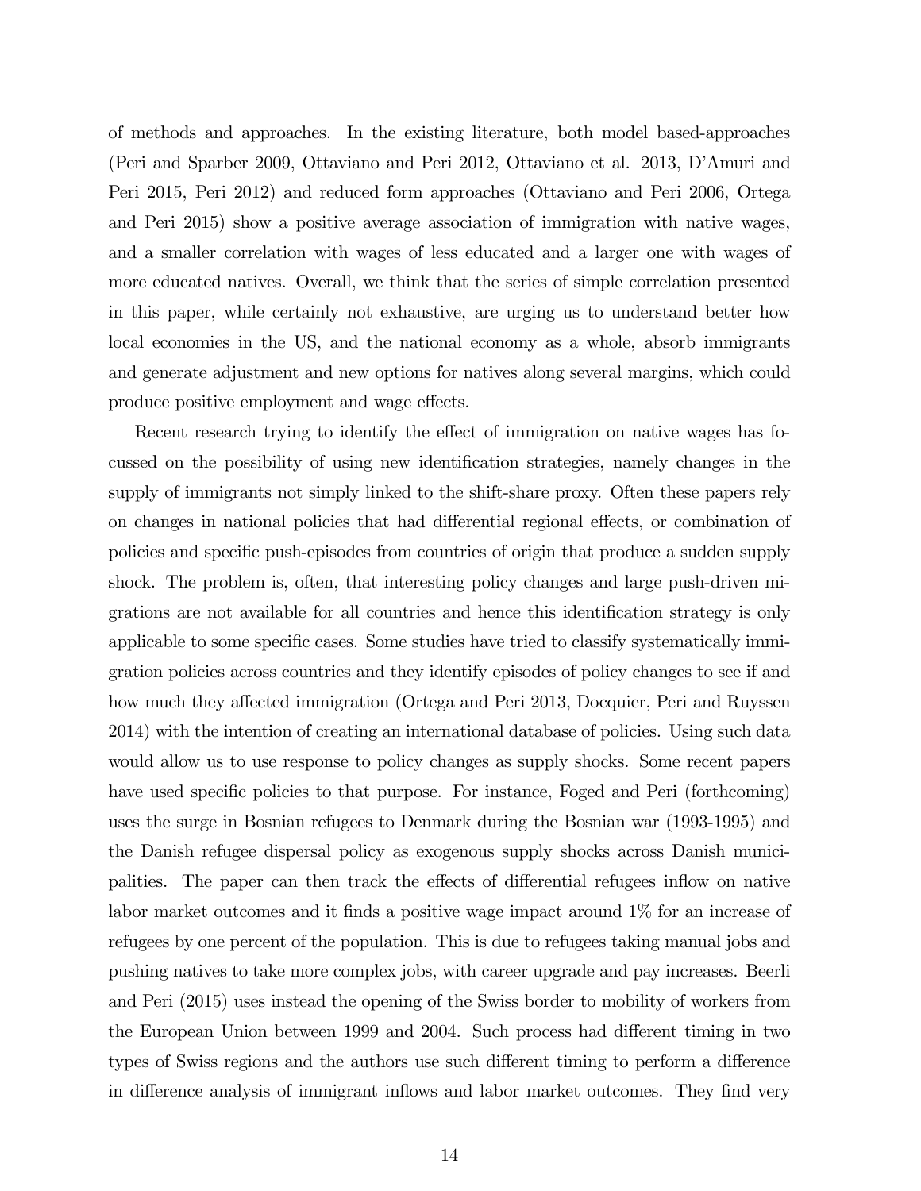of methods and approaches. In the existing literature, both model based-approaches (Peri and Sparber 2009, Ottaviano and Peri 2012, Ottaviano et al. 2013, D'Amuri and Peri 2015, Peri 2012) and reduced form approaches (Ottaviano and Peri 2006, Ortega and Peri 2015) show a positive average association of immigration with native wages, and a smaller correlation with wages of less educated and a larger one with wages of more educated natives. Overall, we think that the series of simple correlation presented in this paper, while certainly not exhaustive, are urging us to understand better how local economies in the US, and the national economy as a whole, absorb immigrants and generate adjustment and new options for natives along several margins, which could produce positive employment and wage effects.

Recent research trying to identify the effect of immigration on native wages has focussed on the possibility of using new identification strategies, namely changes in the supply of immigrants not simply linked to the shift-share proxy. Often these papers rely on changes in national policies that had differential regional effects, or combination of policies and specific push-episodes from countries of origin that produce a sudden supply shock. The problem is, often, that interesting policy changes and large push-driven migrations are not available for all countries and hence this identification strategy is only applicable to some specific cases. Some studies have tried to classify systematically immigration policies across countries and they identify episodes of policy changes to see if and how much they affected immigration (Ortega and Peri 2013, Docquier, Peri and Ruyssen 2014) with the intention of creating an international database of policies. Using such data would allow us to use response to policy changes as supply shocks. Some recent papers have used specific policies to that purpose. For instance, Foged and Peri (forthcoming) uses the surge in Bosnian refugees to Denmark during the Bosnian war (1993-1995) and the Danish refugee dispersal policy as exogenous supply shocks across Danish municipalities. The paper can then track the effects of differential refugees inflow on native labor market outcomes and it finds a positive wage impact around 1% for an increase of refugees by one percent of the population. This is due to refugees taking manual jobs and pushing natives to take more complex jobs, with career upgrade and pay increases. Beerli and Peri (2015) uses instead the opening of the Swiss border to mobility of workers from the European Union between 1999 and 2004. Such process had different timing in two types of Swiss regions and the authors use such different timing to perform a difference in difference analysis of immigrant inflows and labor market outcomes. They find very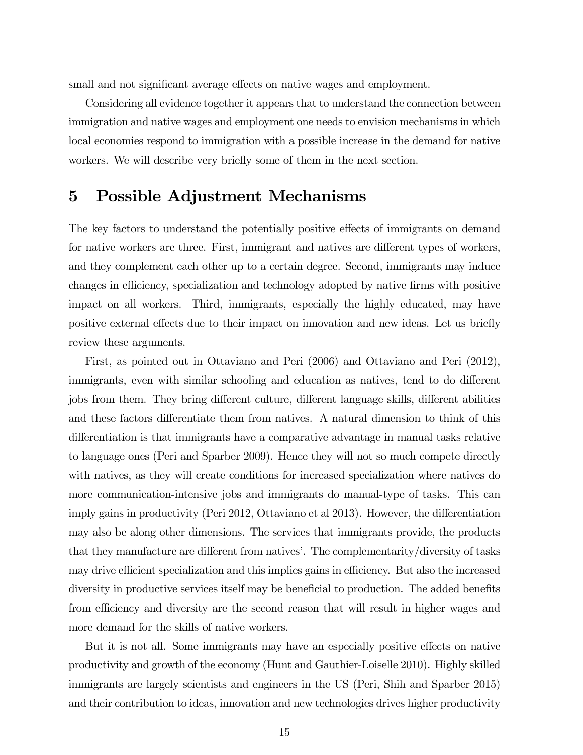small and not significant average effects on native wages and employment.

Considering all evidence together it appears that to understand the connection between immigration and native wages and employment one needs to envision mechanisms in which local economies respond to immigration with a possible increase in the demand for native workers. We will describe very briefly some of them in the next section.

# 5 Possible Adjustment Mechanisms

The key factors to understand the potentially positive effects of immigrants on demand for native workers are three. First, immigrant and natives are different types of workers, and they complement each other up to a certain degree. Second, immigrants may induce changes in efficiency, specialization and technology adopted by native firms with positive impact on all workers. Third, immigrants, especially the highly educated, may have positive external effects due to their impact on innovation and new ideas. Let us briefly review these arguments.

First, as pointed out in Ottaviano and Peri (2006) and Ottaviano and Peri (2012), immigrants, even with similar schooling and education as natives, tend to do different jobs from them. They bring different culture, different language skills, different abilities and these factors differentiate them from natives. A natural dimension to think of this differentiation is that immigrants have a comparative advantage in manual tasks relative to language ones (Peri and Sparber 2009). Hence they will not so much compete directly with natives, as they will create conditions for increased specialization where natives do more communication-intensive jobs and immigrants do manual-type of tasks. This can imply gains in productivity (Peri 2012, Ottaviano et al 2013). However, the differentiation may also be along other dimensions. The services that immigrants provide, the products that they manufacture are different from natives'. The complementarity/diversity of tasks may drive efficient specialization and this implies gains in efficiency. But also the increased diversity in productive services itself may be beneficial to production. The added benefits from efficiency and diversity are the second reason that will result in higher wages and more demand for the skills of native workers.

But it is not all. Some immigrants may have an especially positive effects on native productivity and growth of the economy (Hunt and Gauthier-Loiselle 2010). Highly skilled immigrants are largely scientists and engineers in the US (Peri, Shih and Sparber 2015) and their contribution to ideas, innovation and new technologies drives higher productivity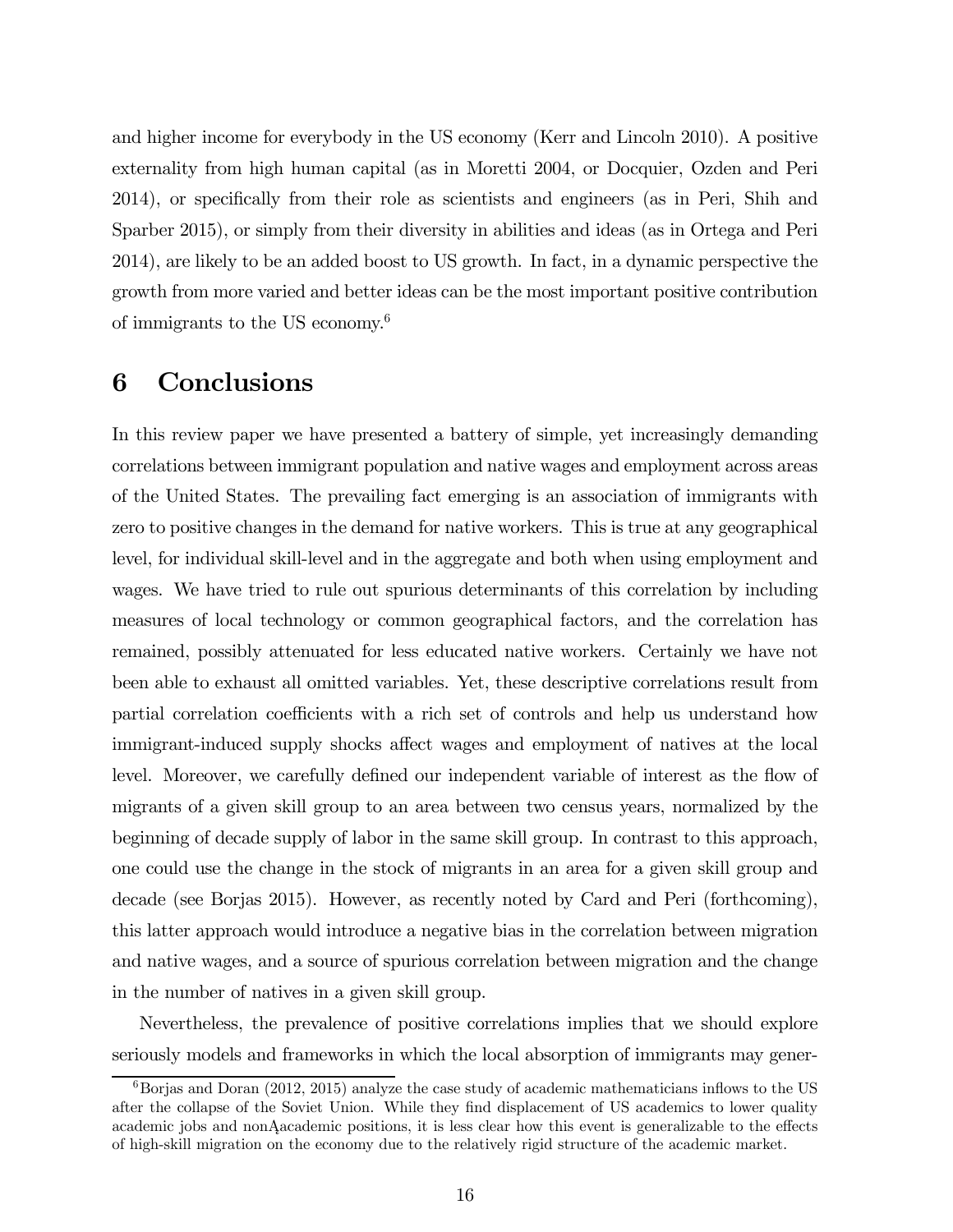and higher income for everybody in the US economy (Kerr and Lincoln 2010). A positive externality from high human capital (as in Moretti 2004, or Docquier, Ozden and Peri 2014), or specifically from their role as scientists and engineers (as in Peri, Shih and Sparber 2015), or simply from their diversity in abilities and ideas (as in Ortega and Peri 2014), are likely to be an added boost to US growth. In fact, in a dynamic perspective the growth from more varied and better ideas can be the most important positive contribution of immigrants to the US economy.[6]

## 6 Conclusions

In this review paper we have presented a battery of simple, yet increasingly demanding correlations between immigrant population and native wages and employment across areas of the United States. The prevailing fact emerging is an association of immigrants with zero to positive changes in the demand for native workers. This is true at any geographical level, for individual skill-level and in the aggregate and both when using employment and wages. We have tried to rule out spurious determinants of this correlation by including measures of local technology or common geographical factors, and the correlation has remained, possibly attenuated for less educated native workers. Certainly we have not been able to exhaust all omitted variables. Yet, these descriptive correlations result from partial correlation coefficients with a rich set of controls and help us understand how immigrant-induced supply shocks affect wages and employment of natives at the local level. Moreover, we carefully defined our independent variable of interest as the flow of migrants of a given skill group to an area between two census years, normalized by the beginning of decade supply of labor in the same skill group. In contrast to this approach, one could use the change in the stock of migrants in an area for a given skill group and decade (see Borjas 2015). However, as recently noted by Card and Peri (forthcoming), this latter approach would introduce a negative bias in the correlation between migration and native wages, and a source of spurious correlation between migration and the change in the number of natives in a given skill group.

Nevertheless, the prevalence of positive correlations implies that we should explore seriously models and frameworks in which the local absorption of immigrants may gener-

[6] Borjas and Doran (2012, 2015) analyze the case study of academic mathematicians inflows to the US after the collapse of the Soviet Union. While they find displacement of US academics to lower quality academic jobs and nonĄacademic positions, it is less clear how this event is generalizable to the effects of high-skill migration on the economy due to the relatively rigid structure of the academic market.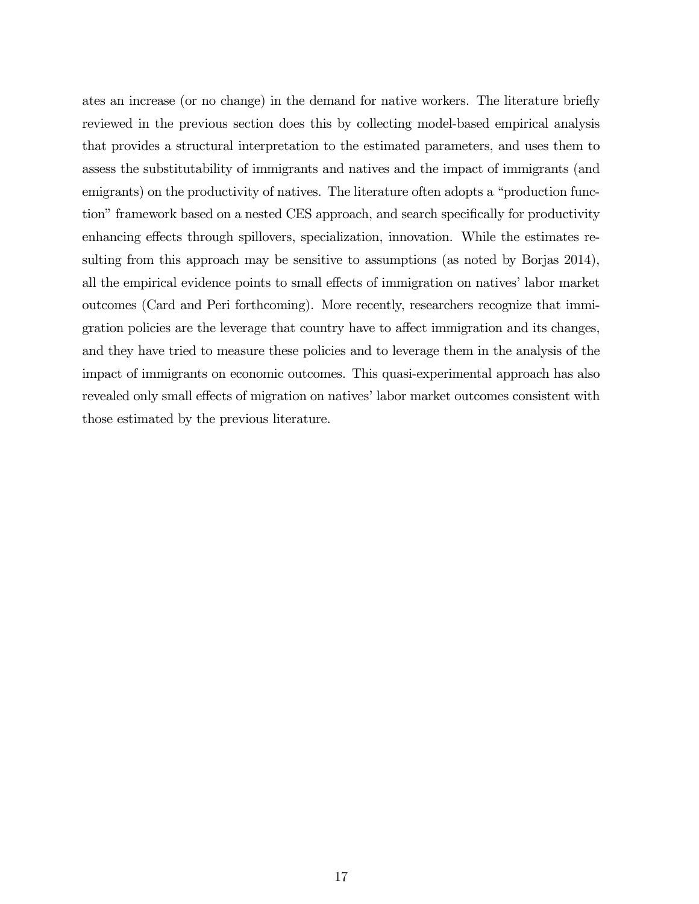ates an increase (or no change) in the demand for native workers. The literature briefly reviewed in the previous section does this by collecting model-based empirical analysis that provides a structural interpretation to the estimated parameters, and uses them to assess the substitutability of immigrants and natives and the impact of immigrants (and emigrants) on the productivity of natives. The literature often adopts a "production function" framework based on a nested CES approach, and search specifically for productivity enhancing effects through spillovers, specialization, innovation. While the estimates resulting from this approach may be sensitive to assumptions (as noted by Borjas 2014), all the empirical evidence points to small effects of immigration on natives' labor market outcomes (Card and Peri forthcoming). More recently, researchers recognize that immigration policies are the leverage that country have to affect immigration and its changes, and they have tried to measure these policies and to leverage them in the analysis of the impact of immigrants on economic outcomes. This quasi-experimental approach has also revealed only small effects of migration on natives' labor market outcomes consistent with those estimated by the previous literature.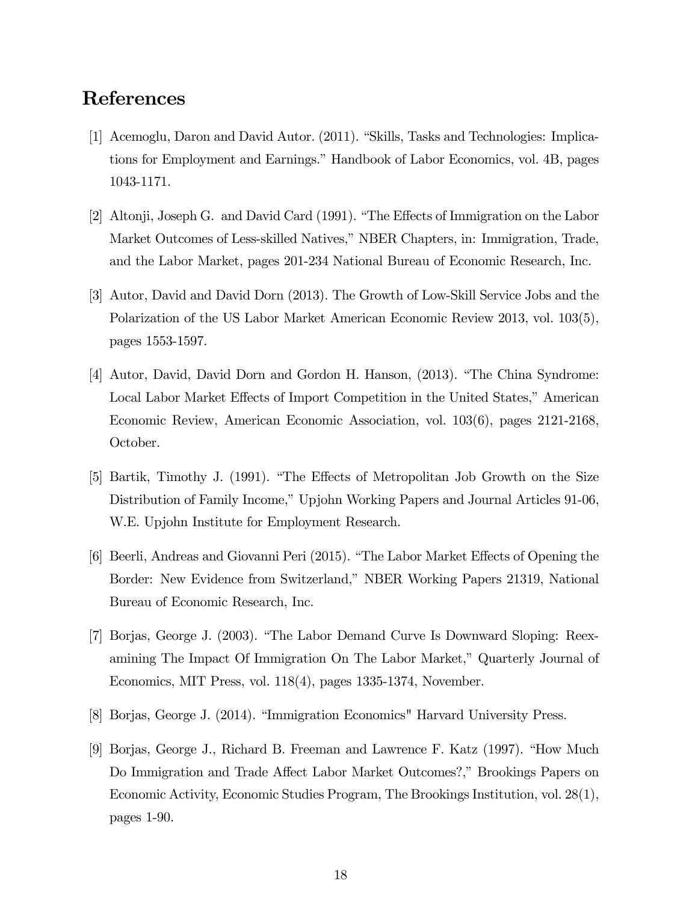## References

[1] Acemoglu, Daron and David Autor. (2011). "Skills, Tasks and Technologies: Implications for Employment and Earnings." Handbook of Labor Economics, vol. 4B, pages 1043-1171.

[2] Altonji, Joseph G. and David Card (1991). "The Effects of Immigration on the Labor Market Outcomes of Less-skilled Natives," NBER Chapters, in: Immigration, Trade, and the Labor Market, pages 201-234 National Bureau of Economic Research, Inc.

[3] Autor, David and David Dorn (2013). The Growth of Low-Skill Service Jobs and the Polarization of the US Labor Market American Economic Review 2013, vol. 103(5), pages 1553-1597.

[4] Autor, David, David Dorn and Gordon H. Hanson, (2013). "The China Syndrome: Local Labor Market Effects of Import Competition in the United States," American Economic Review, American Economic Association, vol. 103(6), pages 2121-2168, October.

[5] Bartik, Timothy J. (1991). "The Effects of Metropolitan Job Growth on the Size Distribution of Family Income," Upjohn Working Papers and Journal Articles 91-06, W.E. Upjohn Institute for Employment Research.

[6] Beerli, Andreas and Giovanni Peri (2015). "The Labor Market Effects of Opening the Border: New Evidence from Switzerland," NBER Working Papers 21319, National Bureau of Economic Research, Inc.

[7] Borjas, George J. (2003). "The Labor Demand Curve Is Downward Sloping: Reexamining The Impact Of Immigration On The Labor Market," Quarterly Journal of Economics, MIT Press, vol. 118(4), pages 1335-1374, November.

[8] Borjas, George J. (2014). "Immigration Economics" Harvard University Press.

[9] Borjas, George J., Richard B. Freeman and Lawrence F. Katz (1997). "How Much Do Immigration and Trade Affect Labor Market Outcomes?," Brookings Papers on Economic Activity, Economic Studies Program, The Brookings Institution, vol. 28(1), pages 1-90.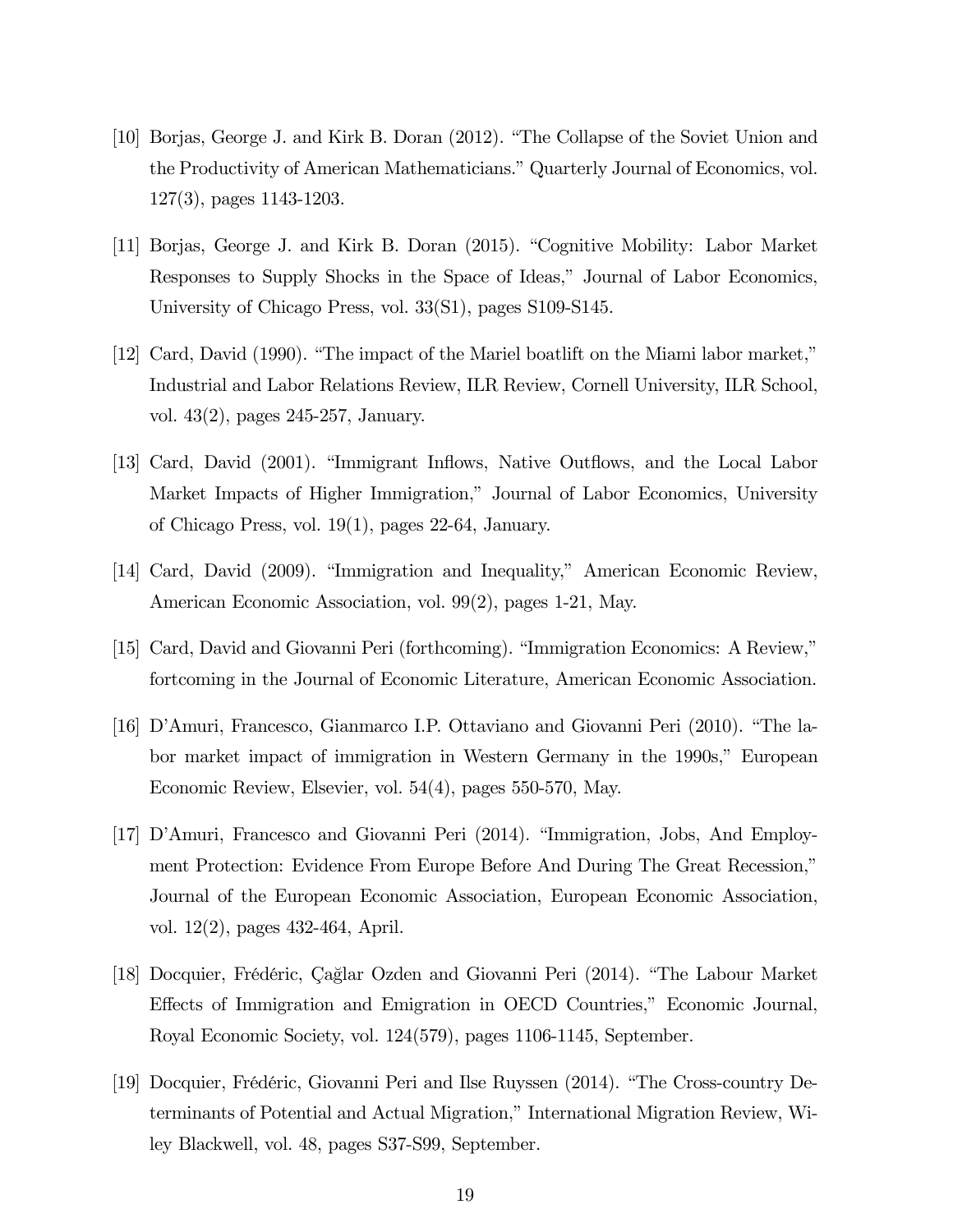[10] Borjas, George J. and Kirk B. Doran (2012). "The Collapse of the Soviet Union and the Productivity of American Mathematicians." Quarterly Journal of Economics, vol. 127(3), pages 1143-1203.

[11] Borjas, George J. and Kirk B. Doran (2015). "Cognitive Mobility: Labor Market Responses to Supply Shocks in the Space of Ideas," Journal of Labor Economics, University of Chicago Press, vol. 33(S1), pages S109-S145.

[12] Card, David (1990). "The impact of the Mariel boatlift on the Miami labor market," Industrial and Labor Relations Review, ILR Review, Cornell University, ILR School, vol. 43(2), pages 245-257, January.

[13] Card, David (2001). "Immigrant Inflows, Native Outflows, and the Local Labor Market Impacts of Higher Immigration," Journal of Labor Economics, University of Chicago Press, vol. 19(1), pages 22-64, January.

[14] Card, David (2009). "Immigration and Inequality," American Economic Review, American Economic Association, vol. 99(2), pages 1-21, May.

[15] Card, David and Giovanni Peri (forthcoming). "Immigration Economics: A Review," fortcoming in the Journal of Economic Literature, American Economic Association.

[16] D'Amuri, Francesco, Gianmarco I.P. Ottaviano and Giovanni Peri (2010). "The labor market impact of immigration in Western Germany in the 1990s," European Economic Review, Elsevier, vol. 54(4), pages 550-570, May.

[17] D'Amuri, Francesco and Giovanni Peri (2014). "Immigration, Jobs, And Employment Protection: Evidence From Europe Before And During The Great Recession," Journal of the European Economic Association, European Economic Association, vol. 12(2), pages 432-464, April.

[18] Docquier, Frédéric, Çağlar Ozden and Giovanni Peri (2014). "The Labour Market Effects of Immigration and Emigration in OECD Countries," Economic Journal, Royal Economic Society, vol. 124(579), pages 1106-1145, September.

[19] Docquier, Frédéric, Giovanni Peri and Ilse Ruyssen (2014). "The Cross-country Determinants of Potential and Actual Migration," International Migration Review, Wiley Blackwell, vol. 48, pages S37-S99, September.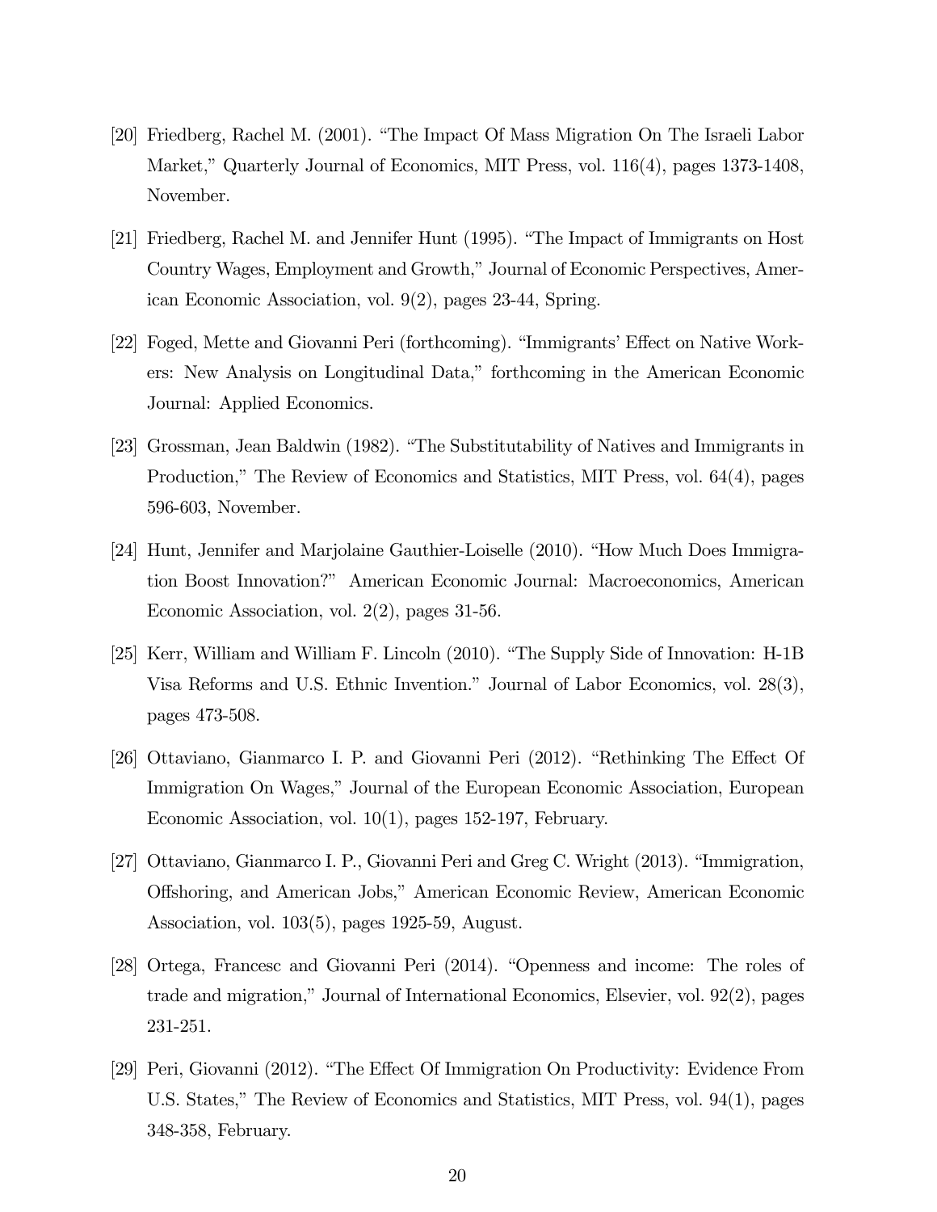[20] Friedberg, Rachel M. (2001). "The Impact Of Mass Migration On The Israeli Labor Market," Quarterly Journal of Economics, MIT Press, vol. 116(4), pages 1373-1408, November.

[21] Friedberg, Rachel M. and Jennifer Hunt (1995). "The Impact of Immigrants on Host Country Wages, Employment and Growth," Journal of Economic Perspectives, American Economic Association, vol. 9(2), pages 23-44, Spring.

[22] Foged, Mette and Giovanni Peri (forthcoming). "Immigrants' Effect on Native Workers: New Analysis on Longitudinal Data," forthcoming in the American Economic Journal: Applied Economics.

[23] Grossman, Jean Baldwin (1982). "The Substitutability of Natives and Immigrants in Production," The Review of Economics and Statistics, MIT Press, vol. 64(4), pages 596-603, November.

[24] Hunt, Jennifer and Marjolaine Gauthier-Loiselle (2010). "How Much Does Immigration Boost Innovation?" American Economic Journal: Macroeconomics, American Economic Association, vol. 2(2), pages 31-56.

[25] Kerr, William and William F. Lincoln (2010). "The Supply Side of Innovation: H-1B Visa Reforms and U.S. Ethnic Invention." Journal of Labor Economics, vol. 28(3), pages 473-508.

[26] Ottaviano, Gianmarco I. P. and Giovanni Peri (2012). "Rethinking The Effect Of Immigration On Wages," Journal of the European Economic Association, European Economic Association, vol. 10(1), pages 152-197, February.

[27] Ottaviano, Gianmarco I. P., Giovanni Peri and Greg C. Wright (2013). "Immigration, Offshoring, and American Jobs," American Economic Review, American Economic Association, vol. 103(5), pages 1925-59, August.

[28] Ortega, Francesc and Giovanni Peri (2014). "Openness and income: The roles of trade and migration," Journal of International Economics, Elsevier, vol. 92(2), pages 231-251.

[29] Peri, Giovanni (2012). "The Effect Of Immigration On Productivity: Evidence From U.S. States," The Review of Economics and Statistics, MIT Press, vol. 94(1), pages 348-358, February.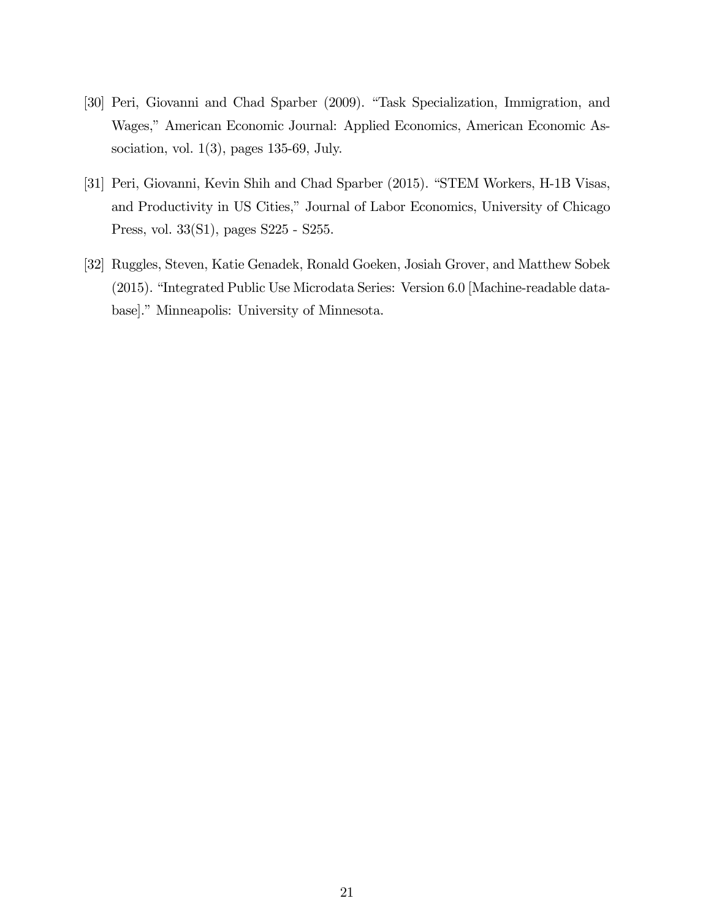[30] Peri, Giovanni and Chad Sparber (2009). "Task Specialization, Immigration, and Wages," American Economic Journal: Applied Economics, American Economic Association, vol. 1(3), pages 135-69, July.

[31] Peri, Giovanni, Kevin Shih and Chad Sparber (2015). "STEM Workers, H-1B Visas, and Productivity in US Cities," Journal of Labor Economics, University of Chicago Press, vol. 33(S1), pages S225 - S255.

[32] Ruggles, Steven, Katie Genadek, Ronald Goeken, Josiah Grover, and Matthew Sobek (2015). "Integrated Public Use Microdata Series: Version 6.0 [Machine-readable database]." Minneapolis: University of Minnesota.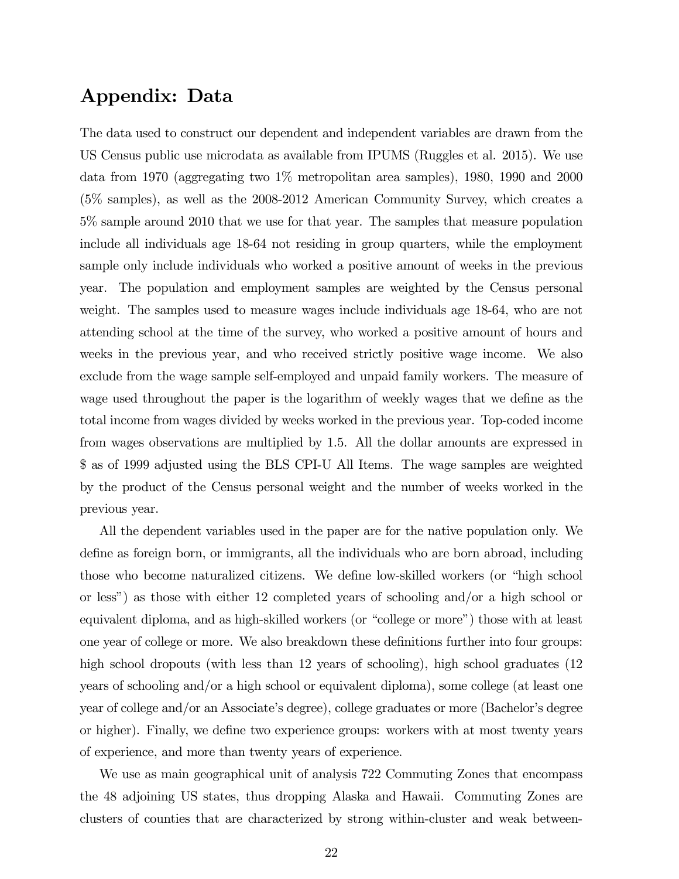# Appendix: Data

The data used to construct our dependent and independent variables are drawn from the US Census public use microdata as available from IPUMS (Ruggles et al. 2015). We use data from 1970 (aggregating two 1% metropolitan area samples), 1980, 1990 and 2000 (5% samples), as well as the 2008-2012 American Community Survey, which creates a 5% sample around 2010 that we use for that year. The samples that measure population include all individuals age 18-64 not residing in group quarters, while the employment sample only include individuals who worked a positive amount of weeks in the previous year. The population and employment samples are weighted by the Census personal weight. The samples used to measure wages include individuals age 18-64, who are not attending school at the time of the survey, who worked a positive amount of hours and weeks in the previous year, and who received strictly positive wage income. We also exclude from the wage sample self-employed and unpaid family workers. The measure of wage used throughout the paper is the logarithm of weekly wages that we define as the total income from wages divided by weeks worked in the previous year. Top-coded income from wages observations are multiplied by 1.5. All the dollar amounts are expressed in $ as of 1999 adjusted using the BLS CPI-U All Items. The wage samples are weighted by the product of the Census personal weight and the number of weeks worked in the previous year.

All the dependent variables used in the paper are for the native population only. We define as foreign born, or immigrants, all the individuals who are born abroad, including those who become naturalized citizens. We define low-skilled workers (or "high school or less") as those with either 12 completed years of schooling and/or a high school or equivalent diploma, and as high-skilled workers (or "college or more") those with at least one year of college or more. We also breakdown these definitions further into four groups: high school dropouts (with less than 12 years of schooling), high school graduates (12 years of schooling and/or a high school or equivalent diploma), some college (at least one year of college and/or an Associate's degree), college graduates or more (Bachelor's degree or higher). Finally, we define two experience groups: workers with at most twenty years of experience, and more than twenty years of experience.

We use as main geographical unit of analysis 722 Commuting Zones that encompass the 48 adjoining US states, thus dropping Alaska and Hawaii. Commuting Zones are clusters of counties that are characterized by strong within-cluster and weak between-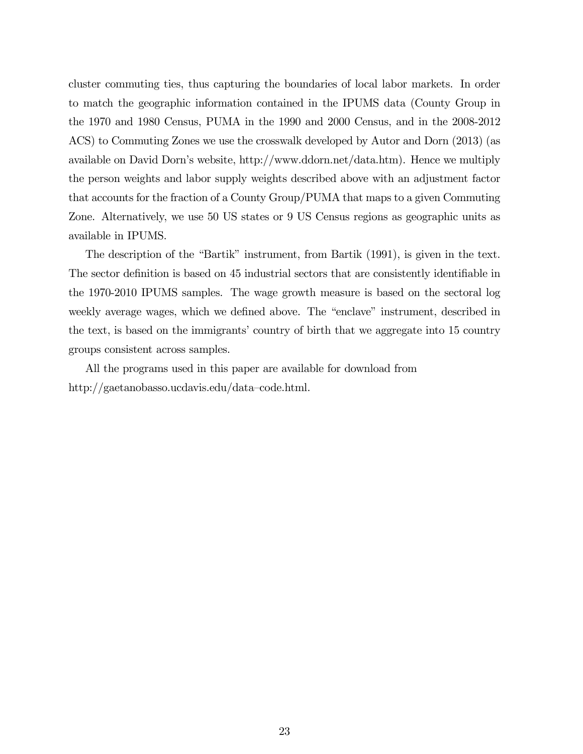cluster commuting ties, thus capturing the boundaries of local labor markets. In order to match the geographic information contained in the IPUMS data (County Group in the 1970 and 1980 Census, PUMA in the 1990 and 2000 Census, and in the 2008-2012 ACS) to Commuting Zones we use the crosswalk developed by Autor and Dorn (2013) (as available on David Dorn's website, http://www.ddorn.net/data.htm). Hence we multiply the person weights and labor supply weights described above with an adjustment factor that accounts for the fraction of a County Group/PUMA that maps to a given Commuting Zone. Alternatively, we use 50 US states or 9 US Census regions as geographic units as available in IPUMS.

The description of the "Bartik" instrument, from Bartik (1991), is given in the text. The sector definition is based on 45 industrial sectors that are consistently identifiable in the 1970-2010 IPUMS samples. The wage growth measure is based on the sectoral log weekly average wages, which we defined above. The "enclave" instrument, described in the text, is based on the immigrants' country of birth that we aggregate into 15 country groups consistent across samples.

All the programs used in this paper are available for download from http://gaetanobasso.ucdavis.edu/data–code.html.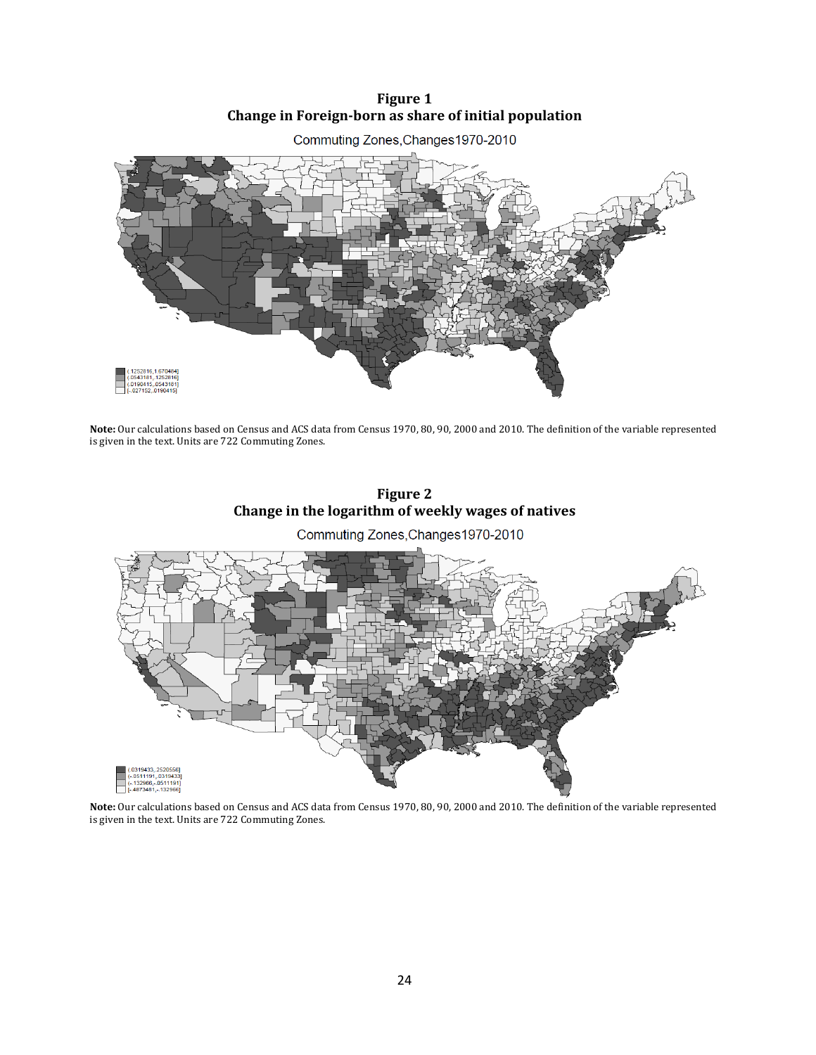**Figure 1**
**Change in Foreign-born as share of initial population**

Commuting Zones,Changes1970-2010

(.1252816,1.670464]
(.0543181,.1252816]
(.0190415,.0543181]
[-.027152,.0190415]

**Note:** Our calculations based on Census and ACS data from Census 1970, 80, 90, 2000 and 2010. The definition of the variable represented is given in the text. Units are 722 Commuting Zones.

**Figure 2**
**Change in the logarithm of weekly wages of natives**

Commuting Zones,Changes1970-2010

(.0319433,.2520556]
(-.0511191,.0319433]
(-.132966,-.0511191]
[-.4873481,-.132966]

**Note:** Our calculations based on Census and ACS data from Census 1970, 80, 90, 2000 and 2010. The definition of the variable represented is given in the text. Units are 722 Commuting Zones.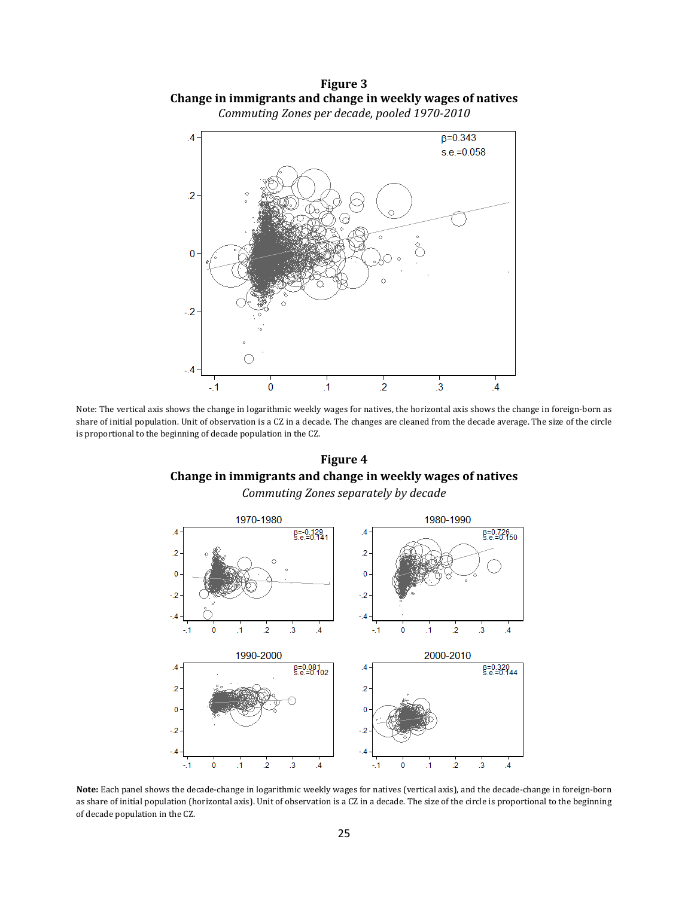**Figure 3**

**Change in immigrants and change in weekly wages of natives**

*Commuting Zones per decade, pooled 1970-2010*

Note: The vertical axis shows the change in logarithmic weekly wages for natives, the horizontal axis shows the change in foreign-born as share of initial population. Unit of observation is a CZ in a decade. The changes are cleaned from the decade average. The size of the circle is proportional to the beginning of decade population in the CZ.

**Figure 4**

**Change in immigrants and change in weekly wages of natives**

*Commuting Zones separately by decade*

**Note:** Each panel shows the decade-change in logarithmic weekly wages for natives (vertical axis), and the decade-change in foreign-born as share of initial population (horizontal axis). Unit of observation is a CZ in a decade. The size of the circle is proportional to the beginning of decade population in the CZ.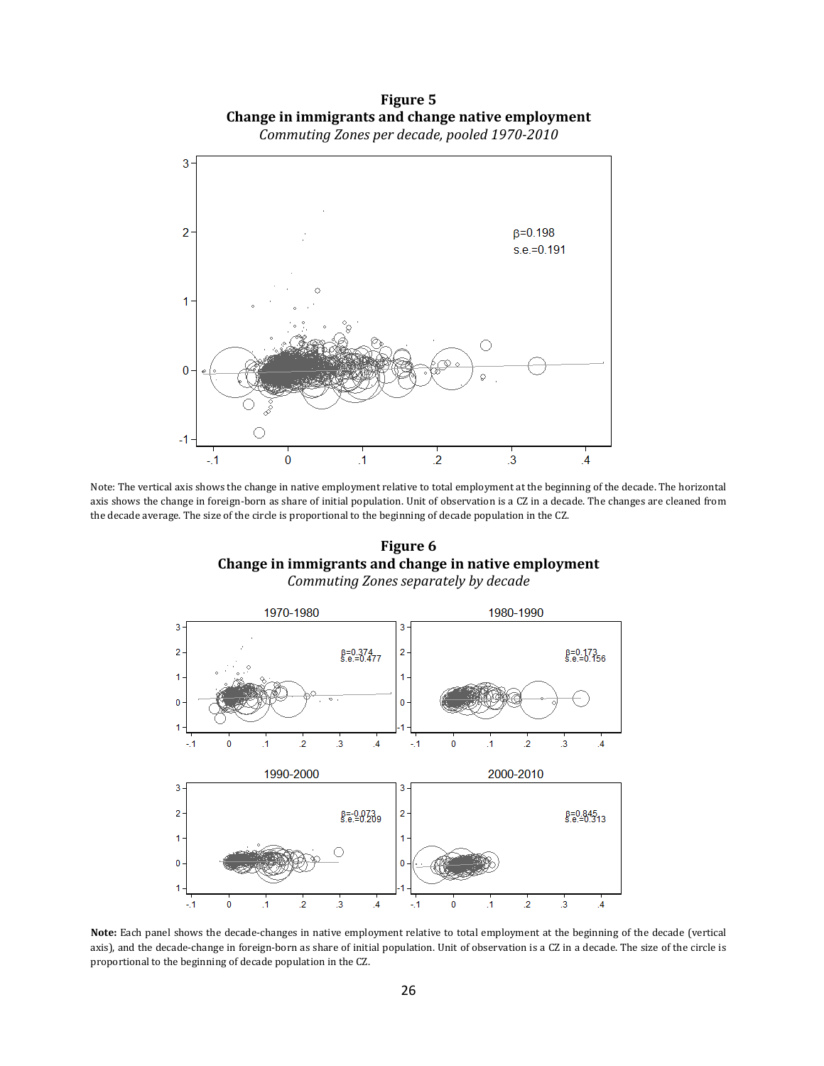**Figure 5**

**Change in immigrants and change native employment**

*Commuting Zones per decade, pooled 1970-2010*

Note: The vertical axis shows the change in native employment relative to total employment at the beginning of the decade. The horizontal axis shows the change in foreign-born as share of initial population. Unit of observation is a CZ in a decade. The changes are cleaned from the decade average. The size of the circle is proportional to the beginning of decade population in the CZ.

**Figure 6**

**Change in immigrants and change in native employment**

*Commuting Zones separately by decade*

**Note:** Each panel shows the decade-changes in native employment relative to total employment at the beginning of the decade (vertical axis), and the decade-change in foreign-born as share of initial population. Unit of observation is a CZ in a decade. The size of the circle is proportional to the beginning of decade population in the CZ.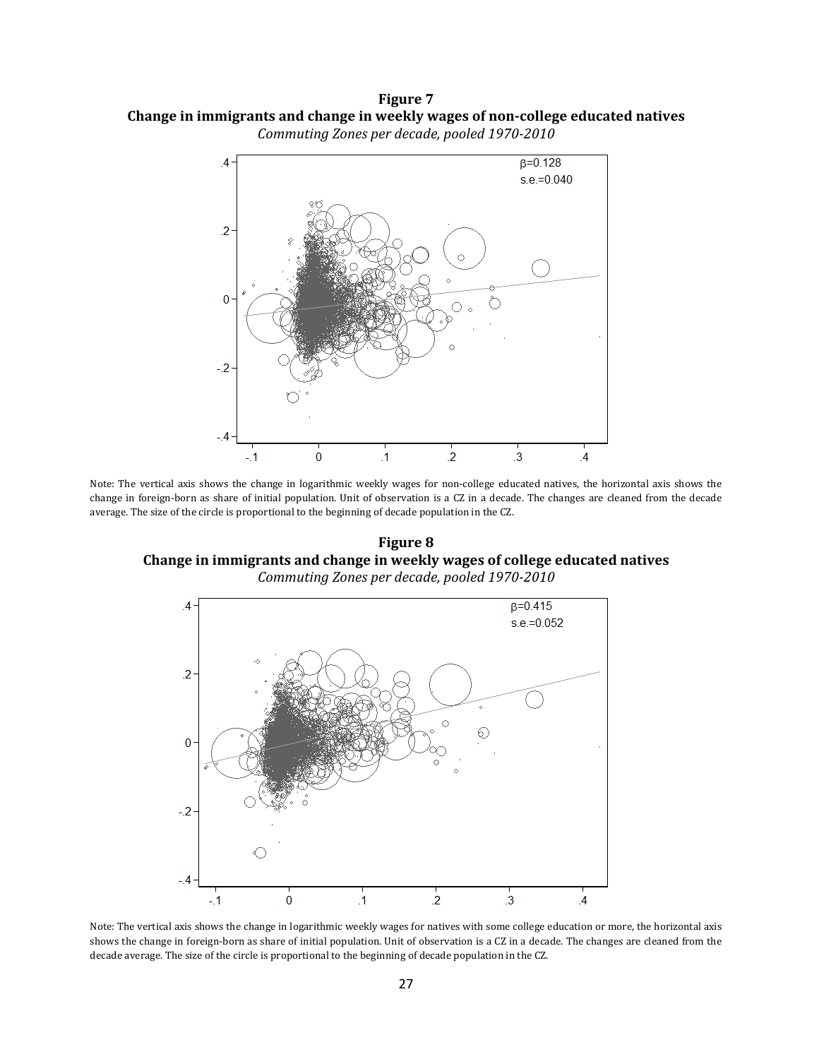**Figure 7**

**Change in immigrants and change in weekly wages of non-college educated natives**

*Commuting Zones per decade, pooled 1970-2010*

β=0.128
s.e.=0.040

Note: The vertical axis shows the change in logarithmic weekly wages for non-college educated natives, the horizontal axis shows the change in foreign-born as share of initial population. Unit of observation is a CZ in a decade. The changes are cleaned from the decade average. The size of the circle is proportional to the beginning of decade population in the CZ.

**Figure 8**

**Change in immigrants and change in weekly wages of college educated natives**

*Commuting Zones per decade, pooled 1970-2010*

β=0.415
s.e.=0.052

Note: The vertical axis shows the change in logarithmic weekly wages for natives with some college education or more, the horizontal axis shows the change in foreign-born as share of initial population. Unit of observation is a CZ in a decade. The changes are cleaned from the decade average. The size of the circle is proportional to the beginning of decade population in the CZ.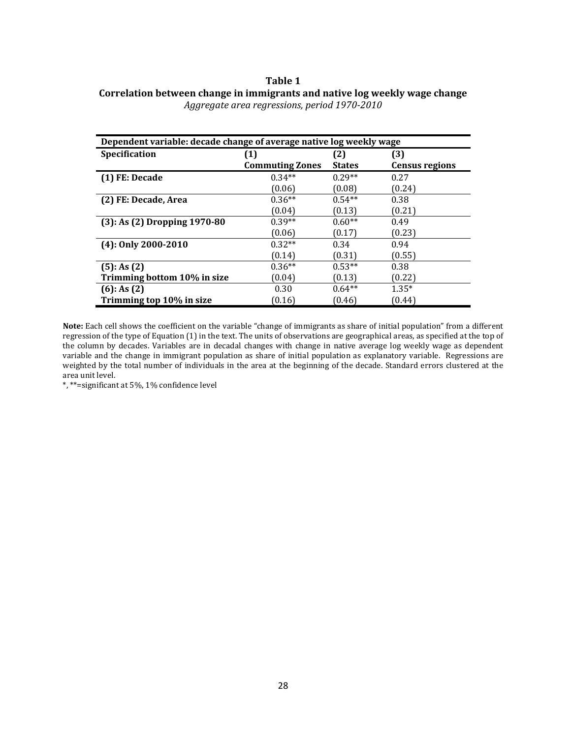**Table 1**

**Correlation between change in immigrants and native log weekly wage change**

*Aggregate area regressions, period 1970-2010*

| **Dependent variable: decade change of average native log weekly wage** | | | |
|---|---|---|---|
| **Specification** | **(1) Commuting Zones** | **(2) States** | **(3) Census regions** |
| **(1) FE: Decade** | 0.34** | 0.29** | 0.27 |
| | (0.06) | (0.08) | (0.24) |
| **(2) FE: Decade, Area** | 0.36** | 0.54** | 0.38 |
| | (0.04) | (0.13) | (0.21) |
| **(3): As (2) Dropping 1970-80** | 0.39** | 0.60** | 0.49 |
| | (0.06) | (0.17) | (0.23) |
| **(4): Only 2000-2010** | 0.32** | 0.34 | 0.94 |
| | (0.14) | (0.31) | (0.55) |
| **(5): As (2) Trimming bottom 10% in size** | 0.36** | 0.53** | 0.38 |
| | (0.04) | (0.13) | (0.22) |
| **(6): As (2) Trimming top 10% in size** | 0.30 | 0.64** | 1.35* |
| | (0.16) | (0.46) | (0.44) |

**Note:** Each cell shows the coefficient on the variable "change of immigrants as share of initial population" from a different regression of the type of Equation (1) in the text. The units of observations are geographical areas, as specified at the top of the column by decades. Variables are in decadal changes with change in native average log weekly wage as dependent variable and the change in immigrant population as share of initial population as explanatory variable. Regressions are weighted by the total number of individuals in the area at the beginning of the decade. Standard errors clustered at the area unit level.

*, **=significant at 5%, 1% confidence level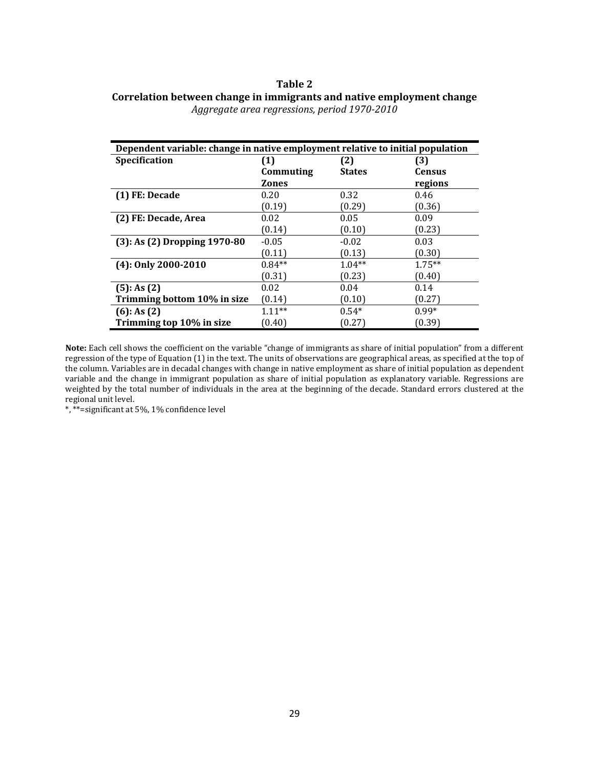**Table 2**

**Correlation between change in immigrants and native employment change**

*Aggregate area regressions, period 1970-2010*

| **Dependent variable: change in native employment relative to initial population** | | | |
|---|---|---|---|
| **Specification** | **(1) Commuting Zones** | **(2) States** | **(3) Census regions** |
| **(1) FE: Decade** | 0.20 | 0.32 | 0.46 |
| | (0.19) | (0.29) | (0.36) |
| **(2) FE: Decade, Area** | 0.02 | 0.05 | 0.09 |
| | (0.14) | (0.10) | (0.23) |
| **(3): As (2) Dropping 1970-80** | -0.05 | -0.02 | 0.03 |
| | (0.11) | (0.13) | (0.30) |
| **(4): Only 2000-2010** | 0.84** | 1.04** | 1.75** |
| | (0.31) | (0.23) | (0.40) |
| **(5): As (2) Trimming bottom 10% in size** | 0.02 | 0.04 | 0.14 |
| | (0.14) | (0.10) | (0.27) |
| **(6): As (2) Trimming top 10% in size** | 1.11** | 0.54* | 0.99* |
| | (0.40) | (0.27) | (0.39) |

**Note:** Each cell shows the coefficient on the variable "change of immigrants as share of initial population" from a different regression of the type of Equation (1) in the text. The units of observations are geographical areas, as specified at the top of the column. Variables are in decadal changes with change in native employment as share of initial population as dependent variable and the change in immigrant population as share of initial population as explanatory variable. Regressions are weighted by the total number of individuals in the area at the beginning of the decade. Standard errors clustered at the regional unit level.

*, **=significant at 5%, 1% confidence level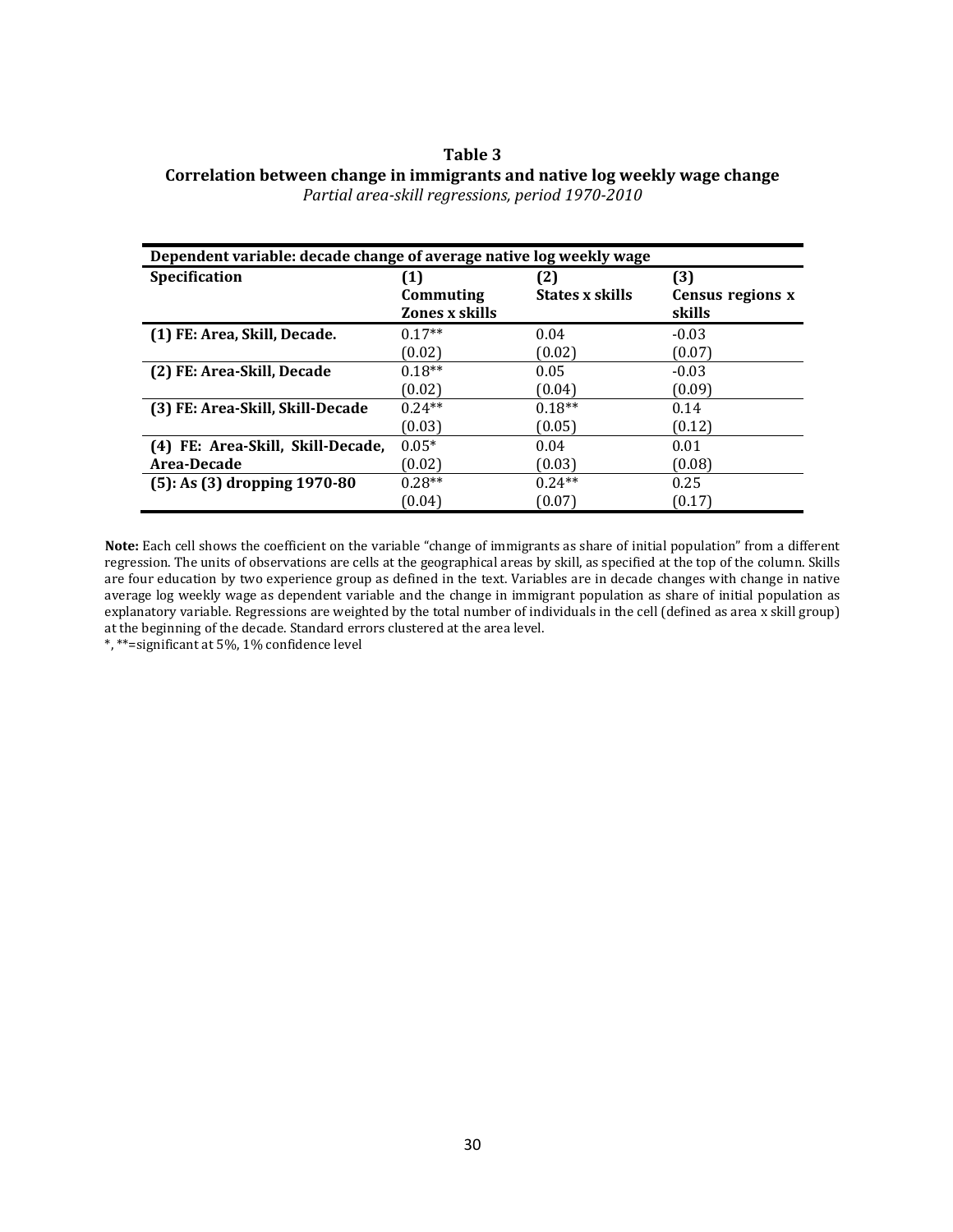**Table 3**

**Correlation between change in immigrants and native log weekly wage change**

*Partial area-skill regressions, period 1970-2010*

| **Dependent variable: decade change of average native log weekly wage** | | | |
|---|---|---|---|
| **Specification** | **(1) Commuting Zones x skills** | **(2) States x skills** | **(3) Census regions x skills** |
| **(1) FE: Area, Skill, Decade.** | 0.17** | 0.04 | -0.03 |
| | (0.02) | (0.02) | (0.07) |
| **(2) FE: Area-Skill, Decade** | 0.18** | 0.05 | -0.03 |
| | (0.02) | (0.04) | (0.09) |
| **(3) FE: Area-Skill, Skill-Decade** | 0.24** | 0.18** | 0.14 |
| | (0.03) | (0.05) | (0.12) |
| **(4) FE: Area-Skill, Skill-Decade, Area-Decade** | 0.05* | 0.04 | 0.01 |
| | (0.02) | (0.03) | (0.08) |
| **(5): As (3) dropping 1970-80** | 0.28** | 0.24** | 0.25 |
| | (0.04) | (0.07) | (0.17) |

**Note:** Each cell shows the coefficient on the variable "change of immigrants as share of initial population" from a different regression. The units of observations are cells at the geographical areas by skill, as specified at the top of the column. Skills are four education by two experience group as defined in the text. Variables are in decade changes with change in native average log weekly wage as dependent variable and the change in immigrant population as share of initial population as explanatory variable. Regressions are weighted by the total number of individuals in the cell (defined as area x skill group) at the beginning of the decade. Standard errors clustered at the area level.

*, **=significant at 5%, 1% confidence level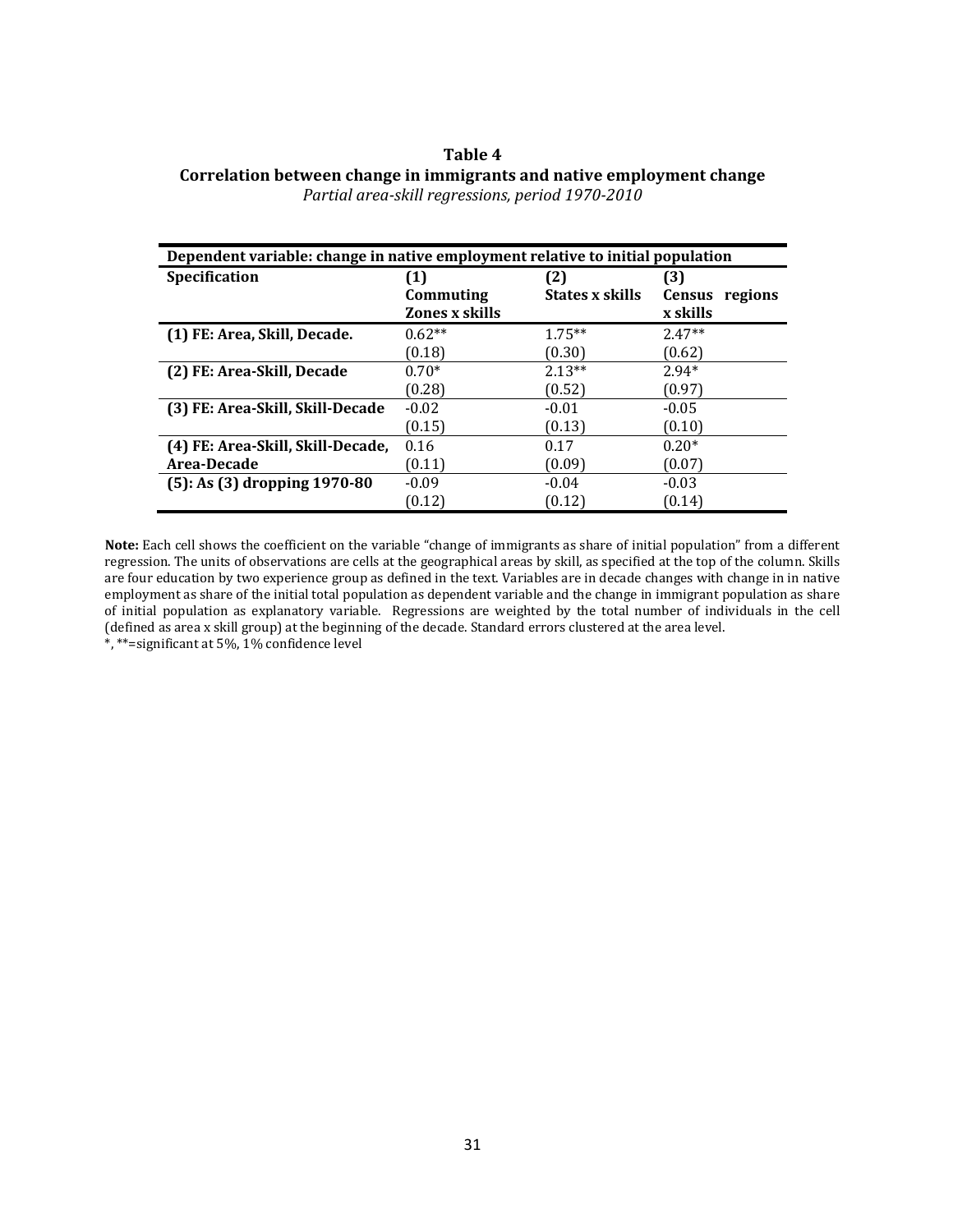**Table 4**

**Correlation between change in immigrants and native employment change**

*Partial area-skill regressions, period 1970-2010*

| **Dependent variable: change in native employment relative to initial population** | | | |
|---|---|---|---|
| **Specification** | **(1) Commuting Zones x skills** | **(2) States x skills** | **(3) Census regions x skills** |
| **(1) FE: Area, Skill, Decade.** | 0.62** | 1.75** | 2.47** |
| | (0.18) | (0.30) | (0.62) |
| **(2) FE: Area-Skill, Decade** | 0.70* | 2.13** | 2.94* |
| | (0.28) | (0.52) | (0.97) |
| **(3) FE: Area-Skill, Skill-Decade** | -0.02 | -0.01 | -0.05 |
| | (0.15) | (0.13) | (0.10) |
| **(4) FE: Area-Skill, Skill-Decade, Area-Decade** | 0.16 | 0.17 | 0.20* |
| | (0.11) | (0.09) | (0.07) |
| **(5): As (3) dropping 1970-80** | -0.09 | -0.04 | -0.03 |
| | (0.12) | (0.12) | (0.14) |

**Note:** Each cell shows the coefficient on the variable "change of immigrants as share of initial population" from a different regression. The units of observations are cells at the geographical areas by skill, as specified at the top of the column. Skills are four education by two experience group as defined in the text. Variables are in decade changes with change in in native employment as share of the initial total population as dependent variable and the change in immigrant population as share of initial population as explanatory variable. Regressions are weighted by the total number of individuals in the cell (defined as area x skill group) at the beginning of the decade. Standard errors clustered at the area level.

*, **=significant at 5%, 1% confidence level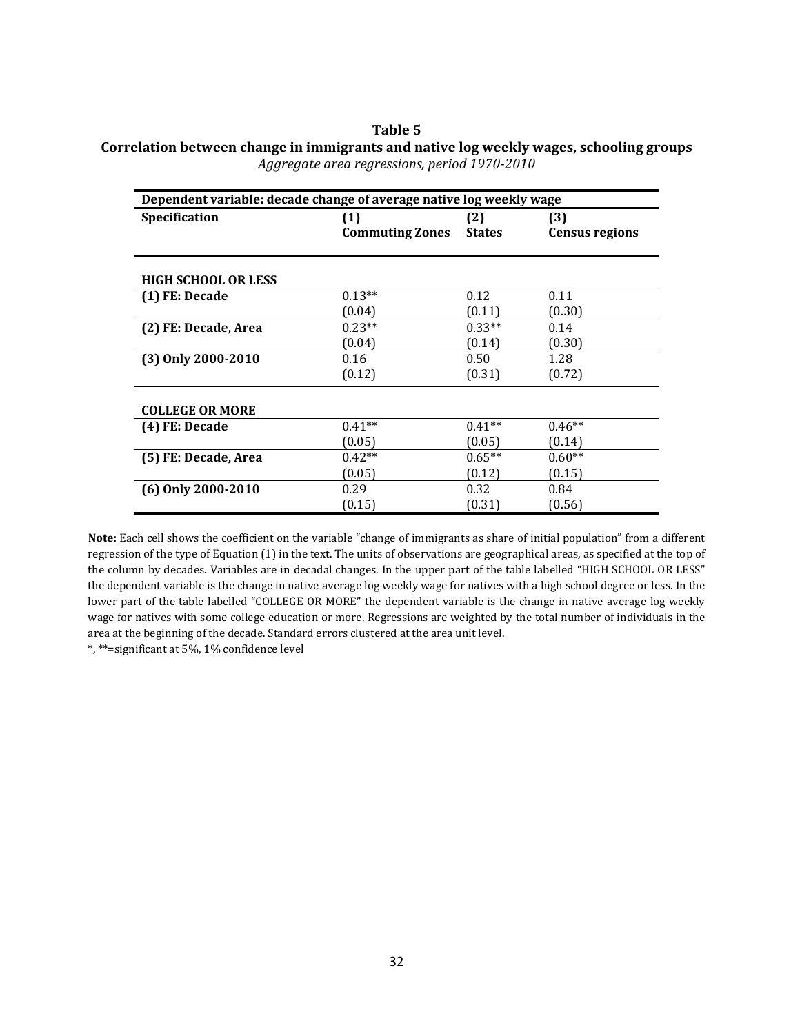**Table 5**

**Correlation between change in immigrants and native log weekly wages, schooling groups**

*Aggregate area regressions, period 1970-2010*

| **Dependent variable: decade change of average native log weekly wage** | | | |
|---|---|---|---|
| **Specification** | **(1) Commuting Zones** | **(2) States** | **(3) Census regions** |
| **HIGH SCHOOL OR LESS** | | | |
| **(1) FE: Decade** | 0.13** | 0.12 | 0.11 |
| | (0.04) | (0.11) | (0.30) |
| **(2) FE: Decade, Area** | 0.23** | 0.33** | 0.14 |
| | (0.04) | (0.14) | (0.30) |
| **(3) Only 2000-2010** | 0.16 | 0.50 | 1.28 |
| | (0.12) | (0.31) | (0.72) |
| **COLLEGE OR MORE** | | | |
| **(4) FE: Decade** | 0.41** | 0.41** | 0.46** |
| | (0.05) | (0.05) | (0.14) |
| **(5) FE: Decade, Area** | 0.42** | 0.65** | 0.60** |
| | (0.05) | (0.12) | (0.15) |
| **(6) Only 2000-2010** | 0.29 | 0.32 | 0.84 |
| | (0.15) | (0.31) | (0.56) |

**Note:** Each cell shows the coefficient on the variable "change of immigrants as share of initial population" from a different regression of the type of Equation (1) in the text. The units of observations are geographical areas, as specified at the top of the column by decades. Variables are in decadal changes. In the upper part of the table labelled "HIGH SCHOOL OR LESS" the dependent variable is the change in native average log weekly wage for natives with a high school degree or less. In the lower part of the table labelled "COLLEGE OR MORE" the dependent variable is the change in native average log weekly wage for natives with some college education or more. Regressions are weighted by the total number of individuals in the area at the beginning of the decade. Standard errors clustered at the area unit level.

*, **=significant at 5%, 1% confidence level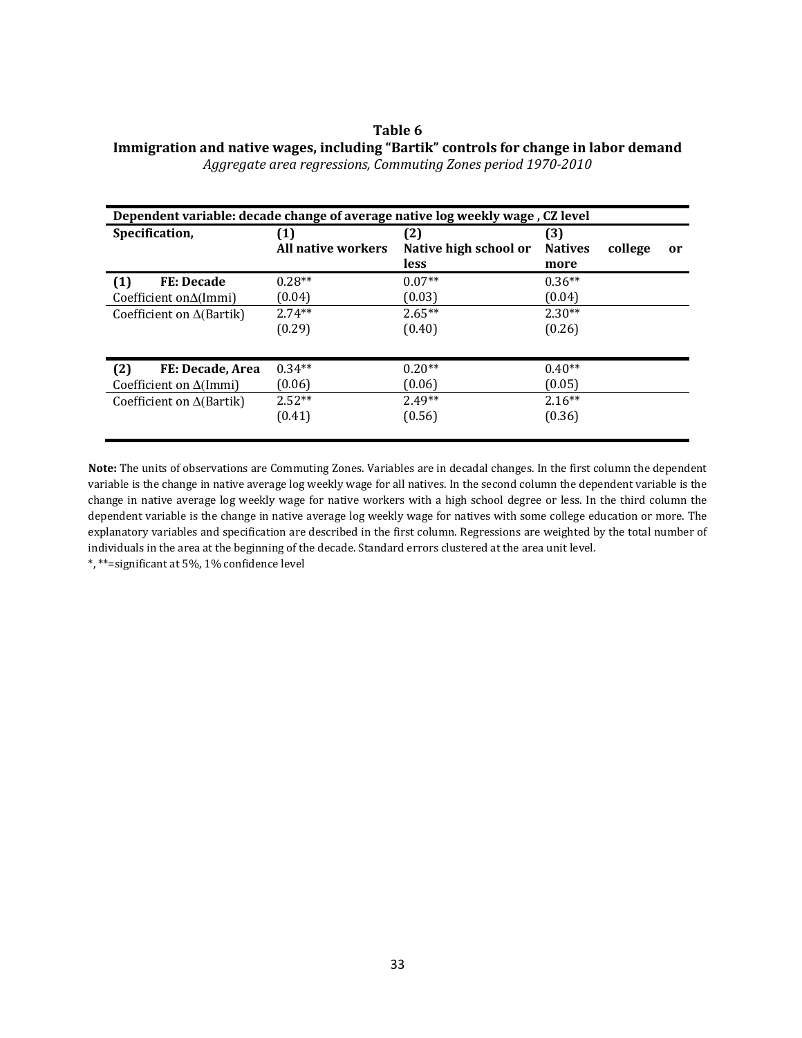**Table 6**

**Immigration and native wages, including "Bartik" controls for change in labor demand**

*Aggregate area regressions, Commuting Zones period 1970-2010*

| Dependent variable: decade change of average native log weekly wage , CZ level | | | |
|---|---|---|---|
| **Specification,** | **(1) All native workers** | **(2) Native high school or less** | **(3) Natives college or more** |
| **(1) FE: Decade** | 0.28** | 0.07** | 0.36** |
| Coefficient on$\Delta$(Immi) | (0.04) | (0.03) | (0.04) |
| Coefficient on $\Delta$(Bartik) | 2.74** | 2.65** | 2.30** |
| | (0.29) | (0.40) | (0.26) |
| **(2) FE: Decade, Area** | 0.34** | 0.20** | 0.40** |
| Coefficient on $\Delta$(Immi) | (0.06) | (0.06) | (0.05) |
| Coefficient on $\Delta$(Bartik) | 2.52** | 2.49** | 2.16** |
| | (0.41) | (0.56) | (0.36) |

**Note:** The units of observations are Commuting Zones. Variables are in decadal changes. In the first column the dependent variable is the change in native average log weekly wage for all natives. In the second column the dependent variable is the change in native average log weekly wage for native workers with a high school degree or less. In the third column the dependent variable is the change in native average log weekly wage for natives with some college education or more. The explanatory variables and specification are described in the first column. Regressions are weighted by the total number of individuals in the area at the beginning of the decade. Standard errors clustered at the area unit level.

*, **=significant at 5%, 1% confidence level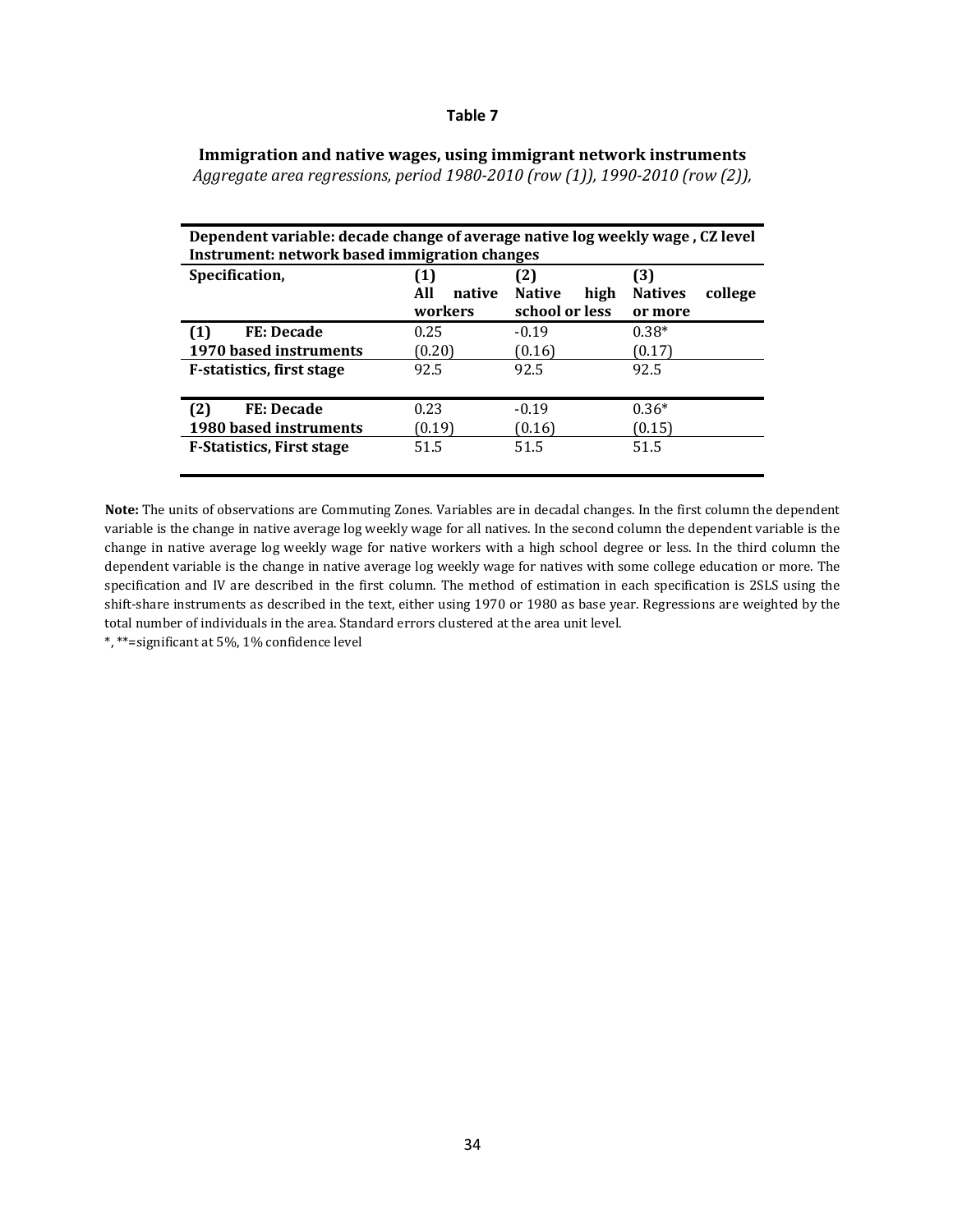**Table 7**

**Immigration and native wages, using immigrant network instruments**

*Aggregate area regressions, period 1980-2010 (row (1)), 1990-2010 (row (2)),*

| Dependent variable: decade change of average native log weekly wage , CZ level<br>Instrument: network based immigration changes | | | |
|---|---|---|---|
| **Specification,** | **(1)<br>All native workers** | **(2)<br>Native high school or less** | **(3)<br>Natives college or more** |
| **(1) FE: Decade** | 0.25 | -0.19 | 0.38* |
| **1970 based instruments** | (0.20) | (0.16) | (0.17) |
| **F-statistics, first stage** | 92.5 | 92.5 | 92.5 |
| **(2) FE: Decade** | 0.23 | -0.19 | 0.36* |
| **1980 based instruments** | (0.19) | (0.16) | (0.15) |
| **F-Statistics, First stage** | 51.5 | 51.5 | 51.5 |

**Note:** The units of observations are Commuting Zones. Variables are in decadal changes. In the first column the dependent variable is the change in native average log weekly wage for all natives. In the second column the dependent variable is the change in native average log weekly wage for native workers with a high school degree or less. In the third column the dependent variable is the change in native average log weekly wage for natives with some college education or more. The specification and IV are described in the first column. The method of estimation in each specification is 2SLS using the shift-share instruments as described in the text, either using 1970 or 1980 as base year. Regressions are weighted by the total number of individuals in the area. Standard errors clustered at the area unit level.

*, **=significant at 5%, 1% confidence level